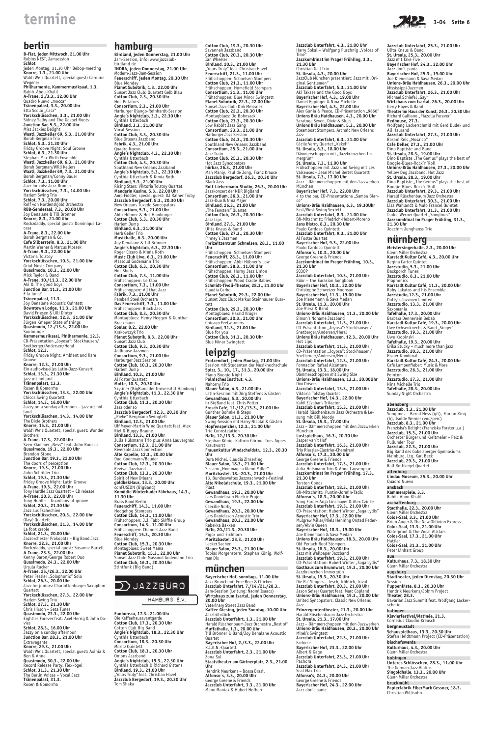# termine

## berlin

**B-Flat, jeden Mittwoch, 21.00 Uhr**
Robins NEST, Jamsession
**Schlot**
jeden Montag, 21.30 Uhr Bebop-meeting
**Knorre, 1.3., 21.00 Uhr**
Waldi Weiz Quartett, special guest: Caroline Wegener
**Philharmonie, Kammermusiksaal, 1.3.**
Rabih Abou-Khalil
**A-Trane, 2./3.3., 22.00 Uhr**
Quadro Nuevo „mocca"
**Tränenpalast, 3.3., 20.00 Uhr**
Etta Scollo „Casa"
**Yorckschlösschen, 3.3., 21.00 Uhr**
Sidney Selby and The Gospel Roots
**Junction Bar, 5.3., 22.00 Uhr**
Miss Jackies Delight
**Waati, Jazzkeller 69, 5.3., 21.00 Uhr**
Borah Bergman Trio
**Schlot, 5.3., 21.30 Uhr**
Friday Groove Night: Soul Groove
**Schlot, 6.3., 21.30 Uhr**
Stephan-Max Wirth Ensemble
**Waati, Jazzkeller 69, 6.3., 21.00 Uhr**
Borah Bergman/Willi Kellers
**Waati, Jazzkeller 69, 7.3., 21.00 Uhr**
Borah Bergman/Conny Bauer
**Schlot, 7.3., 11.00 Uhr**
Jazz for kids: Jazz-Brunch
**Yorckschlösschen, 7.3., 14.00 Uhr**
Harlem Swing Trio
**Schlot, 7.3., 20.00 Uhr**
Rolf von Nordenskjöld Orchestra
**RBB-Sendesaal, 7.3., 20.00 Uhr**
Joy Denalane & Till Brönner
**Knorre, 8.3., 21.00 Uhr**
Rockzdaddy, special guest: Dominique Lacasa
**A-Trane, 8.3., 22.00 Uhr**
Borah Bergman & Co.
**Cafe Silberstein, 8.3., 21.00 Uhr**
Martin Werner & Marcus Klossek
**A-Trane, 9.3., 22.00 Uhr**
Victoria Tolstoy
**Yorckschlösschen, 10.3., 21.00 Uhr**
Griot Music Company
**Quasimodo, 10.3., 22.00 Uhr**
Mick Taylor & Band
**A-Trane, 10./11.3., 22.00 Uhr**
Aki & The good boys
**Junction Bar, 11.3., 21.00 Uhr**
E la luna?
**Tränenpalast, 11.3.**
Joy Denalane Acoustic Quintett
**Downtown Lodge, 11.3., 21.00 Uhr**
David Friesen & Ulli Dinter
**Yorckschlösschen, 12.3., 21.00 Uhr**
Jürgen Knieper State of things
**Quasimodo, 12./13.3., 22.00 Uhr**
Soulounge
**Kammermusiksaal, Philharmonie, 12.3.**
CD-Präsentation „Joyosa": Stockhausen/Snetberger/Andersen/Heral
**Schlot, 12.3.**
Friday Groove Night: Ambient and Rare Groove
**Knorre, 12.3., 21.00 Uhr**
Ein audiovisuelles Latin-Jazz-Konzert
**Schlot, 13.3., 21.30 Uhr**
jazz uit holland
**Tränenpalast, 13.3.**
Rosen & Gomorrha
**Yorckschlösschen, 13.3., 22.00 Uhr**
Chicos Swing Quartett
**Schlot, 14.3., 16.00 Uhr**
Jazzy on a sunday afternoon – jazz uit holland
**Yorckschlösschen, 14.3., 14.00 Uhr**
The Dixie Brothers
**Knorre, 15.3., 21.00 Uhr**
Waldi Weiz Quartett, special guest: Wonder Brothers
**A-Trane, 17.3., 22.00 Uhr**
Sven Klammer „Nevs" feat. John Ruocco
**Quasimodo, 19.3., 22.00 Uhr**
Brandon Stone
**Junction Bar, 19.3., 22.00 Uhr**
The doors of perception
**Knorre, 19.3., 21.00 Uhr**
John Schröder Trio
**Schlot, 19.3., 21.30 Uhr**
Friday Groove Night: Latin Groove
**A-Trane, 19.3., 22.00 Uhr**
Tony Hurdle Jazz Quartett – CD release
**A-Trane, 20.3., 22.00 Uhr**
Tony Hurdle – Guardians of groove
**Schlot, 20.3., 21.30 Uhr**
Jazz aus Tschechien
**Yorckschlösschen, 20.3., 22.00 Uhr**
Olayè Quartett
**Yorckschlösschen, 21.3., 14.00 Uhr**
La foot creole
**Schlot, 21.3., 20.00 Uhr**
Jazzorchester Prokopätz – Big Band Jazz
**Knorre, 22.3., 21.00 Uhr**
Rockzdaddy, special guest: Susanne Bartelt
**A-Trane, 23.3., 22.00 Uhr**
Kenny Baron/George Robert Duo
**Quasimodo, 24.3., 22.00 Uhr**
Ursula Rucker
**A-Trane, 25./26.3., 22.00 Uhr**
Peter Fessler „Solophonic" Solo
**Schlot, 26.3., 20.00 Uhr**
Jazz for juniors: Charlottenburger Saxophon Quartett
**Yorckschlösschen, 27.3., 22.00 Uhr**
Harlem Swing Trio
**Schlot, 27.3., 21.30 Uhr**
Chris Hirson – Seta Tunes
**Quasimodo, 27.3., 22.00 Uhr**
Eighties Forever feat. Axel Herrig & John Davies
**Schlot, 28.3., 16.00 Uhr**
Jazzy on a sunday afternoon
**Junction Bar, 28.3., 21.00 Uhr**
Extravagante
**Knorre, 29.3., 21.00 Uhr**
Waldi Weiz Quartett, special guest: Axinia & Ben & Anne
**Quasimodo, 30.3., 22.00 Uhr**
Record Release Party: Flexkögel
**Schlot, 31.3., 21.30 Uhr**
The Berlin Voices – Vocal Jazz
**Tränenpalast, 31.3.**
Rosen & Gomorrha

## hamburg

**Birdland, jeden Donnerstag, 21.00 Uhr**
Jam-Session, Info: www.jazzclub-birdland.de
**INDRA, jeden Donnerstag, 21.00 Uhr**
Modern-Jazz-Jam-Session
**Feuerschiff, jeden Montag, 20.30 Uhr**
Blue Monday
**Planet Subotnik, 1.3., 22.00 Uhr**
Sunset Jazz Club: Quartett Gelb Blau
**Cotton Club, 2.3., 20.30 Uhr**
Hot Potatoes
**Consortium, 2.3., 21.00 Uhr**
Harburger Django-Reinhardt-Session
**Angie's Nightclub, 3.3., 22.30 Uhr**
Cynthia Utterbach
**Birdland, 3.3., 21.00 Uhr**
Vocal Session
**Cotton Club, 3.3., 20.30 Uhr**
Blue Orleans Jazzband
**Fabrik, 4.3., 21.00 Uhr**
Quadro Nuevo
**Angie's Nightclub, 4.3., 22.30 Uhr**
Cynthia Utterbach
**Cotton Club, 4.3., 20.30 Uhr**
Southland New Orleans Jazzband
**Angie's Nightclub, 5.3., 22.30 Uhr**
Cynthia Utterbach & Kimia Roth
**Birdland, 5.3., 21.00 Uhr**
Rising Stars: Viktoria Tolstoy Quartet
**Mandarin Kasino, 5.3., 22.00 Uhr**
Amp Fiddler, special guest: DJ Rainer Trüby
**Jazzclub Bergedorf, 5.3., 20.30 Uhr**
New Orleans Tuxedo Syncopators
**Consortium, 5.3., 21.00 Uhr**
Abbi Hübner & Hot Hamburger
**Cotton Club, 5.3., 20.30 Uhr**
Harlem Jump
**Birdland, 6.3., 21.00 Uhr**
Herb Geller Trio
**Musikhalle, 6.3., 20.00 Uhr**
Joy Denalane & Till Brönner
**Angie's Nightclub, 6.3., 22.30 Uhr**
Roger Cicero & Kimia Roth
**Music Club Live, 6.3., 21.00 Uhr**
Massoud Godemann Trio
**Cotton Club, 6.3., 20.30 Uhr**
Hot Shots
**Cotton Club, 7.3., 11.00 Uhr**
Frühschoppen: Le Clou
**Consortium, 7.3., 11.00 Uhr**
Frühschoppen: All that Jazz
**Fabrik, 7.3., 21.00 Uhr**
Pamberi Steel Orchestra
**Das Feuerschiff, 7.3., 11.00 Uhr**
Frühschoppen: Black Jass
**Cotton Club, 8.3., 20.30 Uhr**
Montagblues: Henry Heggen & Günther Brackmann
**Soular, 8.2., 22.00 Uhr**
Krakowczyk Trio
**Planet Subotnik, 8.3., 22.00 Uhr**
Sunset Jazz Club
**Cotton Club, 9.3., 20.30 Uhr**
Jailhouse Jazzmen
**Consortium, 9.3., 21.00 Uhr**
Harburger Jazz Session
**Cotton Club, 10.3., 20.30 Uhr**
Harlem Jump
**Birdland, 10.3., 21.00 Uhr**
Al Foster Quartett
**Motte, 10.3., 20.30 Uhr**
Skyliner (BigBand der Universität Hamburg)
**Angie's Nightclub, 11.3., 22.30 Uhr**
Cynthia Utterbach
**Cotton Club, 11.3., 20.30 Uhr**
Jazz oder so
**Jazzclub Bergedorf, 12.3., 20.30 Uhr**
„Pieke" Bergmann Swingtett
**Birdland, 12.3., 21.00 Uhr**
Ulf Meyer-Martin Wind Quartett feat. Alex Riel & Buggy Braune
**Birdland, 13.3., 21.00 Uhr**
Julia Hülsmann Trio plus Anna Lauvergnac
**Consortium, 12.3., 21.00 Uhr**
Riverside Jazz Connection
**Alte Kapelle, 12.3., 20.30 Uhr**
Duo Godemann/Bauder
**Cotton Club, 12.3., 20.30 Uhr**
Revival Jazzband
**Cotton Club, 13.3., 20.30 Uhr**
Spirit of New Orleans
**goldbekHaus, 13.3., 20.00 Uhr**
conFUSION (BigBand)
**Komödie Winterhuder Fährhaus, 14.3., 11.30 Uhr**
Brass Band Berlin
**Feuerschiff, 14.3., 11.00 Uhr**
Hedgehog Stompers
**Cotton Club, 14.3., 11.00 Uhr**
Frühschoppen: J.J. Tabb Skiffle Group
**Consortium, 14.3., 11.00 Uhr**
Frühschoppen: Channel Jazz Band
**Feuerschiff, 15.3., 20.30 Uhr**
Blue Monday
**Cotton Club, 15.3., 20.30 Uhr**
Montagblues: Sweet Mama
**Planet Subotnik, 15.3., 22.00 Uhr**
Sunset Jazz Club: Massoud Godemann Trio
**Cotton Club, 16.3., 20.30 Uhr**
Stintfunk (Big Band)

JAZZBÜRO HAMBURG E.V.

**Funbureau, 17.3., 21.00 Uhr**
Die Kaffeehausavantgarde
**Cotton Club, 17.3., 20.30 Uhr**
Cotton Club Big Band
**Angie's Nightclub, 18.3., 22.30 Uhr**
Cynthia Utterbach
**Consortium, 18.3., 20.30 Uhr**
Moritz Quintett
**Cotton Club, 18.3., 20.30 Uhr**
Onions Jazzband
**Angie's Nightclub, 19.3., 22.30 Uhr**
Cynthia Utterbach & Richard Gittens
**Birdland, 19.3., 21.00 Uhr**
„Yours Truly" feat. Christian Havel
**Jazzclub Bergedorf, 19.3., 20.30 Uhr**
Tom Shaka
**Cotton Club, 19.3., 20.30 Uhr**
Savannah Jazzband
**Cotton Club, 20.3., 20.30 Uhr**
Ian Wheeler
**Birdland, 20.3., 21.00 Uhr**
„Yours Truly" feat. Christian Havel
**Feuerschiff, 21.3., 11.00 Uhr**
Frühschoppen: Schnelsen Stompers
**Cotton Club, 21.3., 11.00 Uhr**
Frühschoppen: Homefield Stompers
**Consortium, 21.3., 11.00 Uhr**
Frühschoppen: Blue Minor Swingtett
**Planet Subotnik, 22.3., 22.00 Uhr**
Sunset Jazz Club: Dirk Meissner
**Cotton Club, 22.3., 20.30 Uhr**
Montagblues: Jo Bohnsack
**Cotton Club, 23.3., 20.30 Uhr**
Low Rabbit Jazz Gang
**Consortium, 23.3., 21.00 Uhr**
Harburger Jazz Session
**Cotton Club, 24.3., 20.30 Uhr**
Southland New Orleans Jazzband
**Consortium, 25.3., 21.00 Uhr**
Jazz Train
**Cotton Club, 25.3., 20.30 Uhr**
Hot Jazz Syncopators
**hörbar, 26.3., 21.00 Uhr**
Man Manly, Paul de Jong, Franz Krause
**Jazzclub Bergedorf, 26.3., 20.30 Uhr**
Black Jass
**Rolf-Liebermann-Studio, 26.3., 20.00 Uhr**
Jazzkonzert der NDR BigBand
**Consortium, 26.3., 21.00 Uhr**
Jazz-Duo & Nina Majer
**Birdland, 26.3., 21.00 Uhr**
„The Fensters" Quartet
**Cotton Club, 26.3., 20.30 Uhr**
Jazz Lips
**Birdland, 27.3., 21.00 Uhr**
Ulita Knaus & Band
**Cotton Club, 27.3., 20.30 Uhr**
Finney´s Jazzmen
**Freizeitzentrum Schnelsen, 28.3., 11.00 Uhr**
Frühschoppen: Schnelsen Stompers
**Feuerschiff, 28.3., 11.00 Uhr**
Frühschoppen: Abbi Hübner´s Low
**Consortium, 28.3., 11.00 Uhr**
Frühschoppen: Horny Jazz Union
**Cotton Club, 28.3., 11.00 Uhr**
Frühschoppen: Wood Cradle Babies
**Schmidt-Tivoli-Theater, 28.3., 21.00 Uhr**
Claudia Carbo
**Planet Subotnik, 29.3., 22.00 Uhr**
Sunset Jazz Club: Markus Steinhauser Quartett
**Cotton Club, 29.3., 20.30 Uhr**
Montagblues: Harald Krüger
**Consortium, 30.3., 21.00 Uhr**
Chicago Feetwarmers
**Birdland, 31.3., 21.00 Uhr**
Blue for you
**Cotton Club, 31.3., 20.30 Uhr**
Blue Minor Swingtett

## leipzig

**Protzendorf, jeden Montag, 21.00 Uhr**
Session mit Studenten der Musikhochschule
**Spizz, 3., 10., 17., 31.3., 20.00 Uhr**
Piano Boogie Night
**Polnisches Institut, 4.3.**
Nahorny Trio
**Blauer Salon, 4.3., 21.00 Uhr**
Latin-Session mit Jörg Steffens & Gästen
**Gewandhaus, 5.3., 20.00 Uhr**
hr BigBand feat. Chris Potter
**Frosch Café, 11./12./13.3., 21.00 Uhr**
Gunther Bohnke & Steps
**Blauer Salon, 11.3., 21.00 Uhr**
Swing-Session mit Harry Nicolai & Gästen
**Hopfenspeicher, 12.3., 21.00 Uhr**
Trio Constelation
**NaTo, 12./13.3., 20.30 Uhr**
Stephan König, Kathrin Göring, Ines Agnes Krautwurst
**Frauenkultur Windscheidstr., 12.3., 20.30 Uhr**
Dora Michel, Claudia Zinserling
**Blauer Salon, 18.3., 21.00 Uhr**
Session „Hommage a Glenn Miller"
**Moritzbastei, 18.–20.3., 21.00 Uhr**
13. Bundesweites Jazznachwuchs-Festival
**Alte Nikolaischule, 19.3., 21.00 Uhr**
Plast
**Gewandhaus, 19.3., 20.00 Uhr**
Lars Danielsson Electric Project
**Gewandhaus, 19.3., 22.00 Uhr**
Caecilie Norby
**Gewandhaus, 20.3., 20.00 Uhr**
Lars Danielsson Acoustic Trio
**Gewandhaus, 20.3., 22.00 Uhr**
Rebekka Bakken
**NaTo, 20./21.3., 20.30 Uhr**
Pigor und Eichhorn
**Moritzbastei, 23.3., 21.00 Uhr**
Lecker Sachen
**Blauer Salon, 25.3., 21.00 Uhr**
Tobias Morgenstern, Stephan König, Wolfram Dix

## münchen

**Bayerischer Hof, sonntags, 11.00 Uhr**
Jazz Brunch mit Free Beer & Chicken
**Jazzclub Unterfahrt, 7./14./21./28.3.,**
Jam-Session (Leitung: Naomi Isaacs)
**Wirtshaus zum Isartal, jeden Sonntag, 20.00 Uhr**
Veterinary Street Jazz Band
**Kaffee Giesing, jeden Sonntag, 10.00 Uhr**
Jazzfrühstück
**Jazzclub Unterfahrt, 1.3., 21.00 Uhr**
Harald Rüschenbaum Jazz Orchestra „Best of"
**Muffathalle, 1.3., 20.00 Uhr**
Till Brönner & Band/Joy Denalane Acoustic Quartet
**Bayerischer Hof, 2./3.3., 22.00 Uhr**
K.I.K.N.-Quartett
**Jazzclub Unterfahrt, 2.3., 21.00 Uhr**
Zona Sul
**Staatstheater am Gärtnerplatz, 2.3., 21.00 Uhr**
Hendrik Meurkens – Bossa Brasil
**Alfonso´s, 3.3., 20.00 Uhr**
George Greene & Friends
**Jazzclub Unterfahrt, 3.3., 21.00 Uhr**
Mano Maniak & Hubert Hofherr
**Jazzclub Unterfahrt, 4.3., 21.00 Uhr**
Harry Sokal – Wolfgang Puschnig „Voices of Time"
**Jazzkombinat im Prager Frühling, 3.3., 21.30 Uhr**
Christian Gall Trio
**St. Ursula, 4.3., 20.00 Uhr**
JazzClub München präsentiert: Jazz mit „Original Gentlemen"
**Jazzclub Unterfahrt, 5.3., 21.00 Uhr**
Aki Takase and the Good Boys
**Bayerischer Hof, 4.3., 19.00 Uhr**
Daniel Eppinger & Nina Michelle
**Bayerischer Hof, 4.3., 22.00 Uhr**
Alex Gunia & Peace, CD-Präsentation „9866"
**Unions Bräu Haidhausen, 4.3., 20.00 Uhr**
Saratoga Seven, Dixie & Blues
**Unions Bräu Haidhausen, 5.3., 20.00 Uhr**
Steamboat Stompers, Archaic New Orleans Jazz
**Jazzclub Unterfahrt, 6.3., 21.00 Uhr**
Cécile Verny Quartet „Kekeli"
**St. Ursula, 6.3., 18.00 Uhr**
Dämmerschoppen mit „Jazzkränzchen Immergrün"
**St. Ursula, 7.3., 11.00 Uhr**
Frühschoppen mit Jazz und Swing mit Les Valseuses – Jean Michel Bertet Quartett
**St. Ursula, 7.3., 17.00 Uhr**
Jazz – Dämmerschoppen mit den Jazzwerken München
**Bayerischer Hof, 7.3., 22.00 Uhr**
4 to the bar, CD-Präsentationa „Samba Bianco"
**Unions-Bräu Haidhausen, 6.3., 19.30Uhr**
East/West Swing Sextett
**Jazzclub Unterfahrt, 8.3., 21.00 Uhr**
BR-Mitschnitt: Friedrich-Hebert-Moreno
**Jans Bistro, 8.3., 20.30 Uhr**
Paulo Cardoso Quintett
**Jazzclub Unterfahrt, 9.3., 21.00 Uhr**
Al Foster Quartet
**Bayerischer Hof, 9.3., 22.00 Uhr**
Paulo Cardoso Quintett
**Alfonso´s, 10.3., 20.00 Uhr**
George Greene & Friends
**Jazzkombinat im Prager Frühling, 10.3., 21.30 Uhr**
SCOOP
**Jazzclub Unterfahrt, 10.3., 21.00 Uhr**
Küür – the Eurasian Songbook
**Bayerischer Hof, 10.3., 22.00 Uhr**
Christophe Schweizer Moonsun
**Bayerischer Hof, 11.3., 19.00 Uhr**
Joe Kienemann & Sava Medan
**St. Ursula, 11.3., 20.00 Uhr**
Joe Viera & Band
**Unions-Bräu Haidhausen, 11.3., 20.00 Uhr**
Simon's Noname Jazzband
**Jazzclub Unterfahrt, 11.3., 21.00 Uhr**
CD-Präsentation „Joyosa": Stockhausen/Snetberger/Andersen/Heral
**Unions Bräu Haidhausen, 12.3., 20.00 Uhr**
Hot Lips
**Jazzclub Unterfahrt, 11.3., 21.00 Uhr**
CD-Präsentation „Joyosa": Stockhausen/Snetberger/Andersen/Heral
**Jazzclub Unterfahrt, 12.3., 21.00 Uhr**
Formación Rafael Alcántara
**St. Ursula, 13.3., 18.00 Uhr**
Dämmerschoppen mit Swing Size
**Unions-Bräu Haidhausen, 13.3., 20.00Uhr**
Dixi Drivers
**Jazzclub Unterfahrt, 13.3., 21.00 Uhr**
Viktoria Tolstoy Quartet
**Bayerischer Hof, 14.3., 22.00 Uhr**
Kahil El'zabar's Trifactor
**Jazzclub Unterfahrt, 15.3., 21.00 Uhr**
Harald Rüschenbaum Jazz Orchestra & Lesung mit Bill Moody
**St. Ursula, 15.3., 17.00 Uhr**
Jazz – Dämmerschoppen mit den Jazzwerken München
**Lustspielhaus, 16.3., 20.30 Uhr**
Jasper van´t Hof
**Jazzclub Unterfahrt, 16.3., 21.00 Uhr**
Trio Riessler-Clastrier-Chemirani
**Alfonso´s, 17.3., 20.00 Uhr**
George Greene & Friends
**Jazzclub Unterfahrt, 17.3., 21.00 Uhr**
Julia Hülsmann Trio & Anna Lauvergnac
**Jazzkombinat im Prager Frühling, 17.3., 21.30 Uhr**
Torsten Goods
**Jazzclub Unterfahrt, 18.3., 21.00 Uhr**
BR-Mitschnitt: Puntin-Jormin-Tadic
**Alfonso´s, 18.3., 20.00 Uhr**
Song Forge: Anja Linsmayer & Alex Czinke
**Jazzclub Unterfahrt, 19.3., 21.00 Uhr**
CD-Präsentation: Hubert Winter „Saga Lydis"
**Bayerischer Hof, 17.3., 22.00 Uhr**
Mulgrew Miller/Niels Henning Orsted Pedersen/Alvin Queen
**Bayerischer Hof, 18.3., 19.00 Uhr**
Joe Kienemann & Sava Medan
**Unions-Bräu Haidhausen, 18.3., 20.00 Uhr**
Old Perlach Roof Stompers
**St. Ursula, 18.3., 20.00 Uhr**
Jazz mit Wallpaper Jazzband
**Jazzclub Unterfahrt, 19.3., 21.00 Uhr**
CD-Präsentation: Hubert Winter „Saga Lydis"
**Gasthaus zum Brunnwart, 19.3., 20.00 Uhr**
Jazzkränzchen Immergrün
**St. Ursula, 19.3., 20.30 Uhr**
Die 2g´ Singers... fesch, fröhlich, frivol
**Jazzclub Unterfahrt, 20.3., 21.00 Uhr**
Jason Seizer Quartet feat. Marc Copland
**Unions-Bräu Haidhausen, 19.3., 20.00 Uhr**
United Syncopators, Classic New Orleans Jazz
**Prinzregententheater, 21.3., 20.00 Uhr**
Harald Rüschenbaum Jazz Orchestra
**St. Ursula, 21.3., 17.00 Uhr**
Jazz – Dämmerschoppen mit den Jazzwerken
**Unions-Bräu Haidhausen, 20.3., 20.00 Uhr**
Mirek's Swingtett
**Jazzclub Unterfahrt, 22.3., 21.00 Uhr**
Earforce
**Bayerischer Hof, 23.3., 22.00 Uhr**
Albert & Gage
**Jazzclub Unterfahrt, 23.3., 21.00 Uhr**
Pachora
**Jazzclub Unterfahrt, 24.3., 21.00 Uhr**
Scat Max Trio
**Alfonso's, 24.3., 20.00 Uhr**
George Greene & Friends
**Bayerischer Hof, 24.3., 22.00 Uhr**
Jazz don't panic
**Jazzclub Unterfahrt, 25.3., 21.00 Uhr**
Ulita Knaus & Band
**St. Ursula, 25.3., 20.00 Uhr**
Jazz mit Take Five
**Bayerischer Hof, 24.3., 22.00 Uhr**
Jazz don't panic
**Bayerischer Hof, 25.3., 19.00 Uhr**
Joe Kienemann & Sava Medan
**Unions-Bräu Haidhausen, 26.3., 20.00 Uhr**
Mississippi Jazzmen
**Jazzclub Unterfahrt, 26.3., 21.00 Uhr**
Michael Schiefel „Gay"
**Wirtshaus zum Isartal, 26.3., 20.00 Uhr**
Gerry Hayes & Band
**Theater im Haus der Kunst, 26.3., 20.30 Uhr**
Richard Galliano „Piazolla Forever"
**Redhouse, 27.3.**
Wolfgang Lackerschmid mit Gerd Dudek und Ali Haurand
**Jazzclub Unterfahrt, 27.3., 21.00 Uhr**
Rosani Reis „Mosaico"
**Cafe Deller, 27.3., 21.00 Uhr**
Dino Baptiste and Band
**St. Ursula, 28.3., 19.00 Uhr**
Dino Baptiste „The Genius" plays the best of Boogie-Blues-Rock´n´Roll
**Unions-Bräu Haidhausen, 27.3., 20.00 Uhr**
Yellow Dog Jazzband, Hot Jazz
**St. Ursula, 28.3., 19.00 Uhr**
Dino Baptiste „The Genius" plays the best of Boogie-Blues-Rock´n´Roll
**Jazzclub Unterfahrt, 29.3., 21.00 Uhr**
Harald Rüschenbaum Jazz Orchestra
**Jazzclub Unterfahrt, 30.3., 21.00 Uhr**
Lisa Wahlandt & Mulo Francel Quintet
**Jazzclub Unterfahrt, 31.3., 21.00 Uhr**
Isolde Werner Quartet „Songlines"
**Jazzkombinat im Prager Frühling, 31.3., 21.30 Uhr**
Joachim Junghanss Trio

## nürnberg

**Meistersingerhalle, 2.3., 20.00 Uhr**
Glenn Miller Orchestra
**Karstadt Kultur Café, 4.3., 20.00 Uhr**
Regina Carter Quintet
**Jazzstudio, 5.3., 21.00 Uhr**
Backporch Tunes
**Jazzstudio, 6.3., 21.00 Uhr**
Piaphonics
**Karstadt Kultur Café, 11.3., 20.00 Uhr**
Roby Lakatos and his Ensemble
**Jazzstudio,12.3., 21.00 Uhr**
Dotty´s Jazzmen Limited
**Jazzstudio, 13.3., 21.00 Uhr**
Saxomania
**Tafelhalle, 17.3., 20.00 Uhr**
Barbara Dennerlein Bebab
**Karstadt Kultur Café, 19.3., 20.00 Uhr**
Uwe Ochsenknecht & Band „Singer"
**Jazzstudio, 19.3., 21.00 Uhr**
Uwe Kropinski
**Tafelhalle, 19.3., 20.00 Uhr**
Erika Stucky – much more than jazz
**Jazzstudio, 20.3., 21.00 Uhr**
Eisner-Kombinat
**Karstadt Kultur Café, 24.3., 20.00 Uhr**
Café Lampenfieber: Music & More
**Jazzstudio, 26.3., 21.00 Uhr**
Feinton
**Jazzstudio, 27.3., 21.00 Uhr**
Nina Michelle Trio
**Tafelhalle, 28.3., 20.00 Uhr**
Sunday Night Orchestra

**abensberg**
**Jazzclub, 1.3., 21.00 Uhr**
Songlines – Bernd Hess (git), Florian King (b), Isolde Werner (voc/perc)
**Jazzclub, 8.3., 21.00 Uhr**
Franziska's Delight (Franziska Forster u.a.)
**Jazzclub, 15.3., 21.00 Uhr**
Orchester Bürger und Kreitmeier – Pelz & Pullunder Tour
**Jazzclub, 22.3., 21.00 Uhr**
Big Band des Gabelsberger Gymnasiums Mainburg, Ltg. Karl Beck
**Jazzclub, 29.3., 21.00 Uhr**
Ralf Rothkegel Quartet

**altenburg**
**Lindau Museum, 25.3., 20.00 Uhr**
Quadro Nuevo

**ansbach**
**Kammerspiele, 3.3.**
Rabih Abou-Khalil

**aschaffenburg**
**Stadthalle, 22.3., 20.00 Uhr**
Glenn Miller Orchestra
**Colos-Saal, 3.3., 21.00 Uhr**
Brian Auger & The New Oblivion Express
**Colos-Saal, 13.3., 21.00 Uhr**
Waterproof & The Vocal Allstars
**Colos-Saal, 17.3., 21.00 Uhr**
Hattler
**Colos-Saal, 31.3., 21.00 Uhr**
Peter Linhart Group

**aue**
**Kulturhaus, 7.3., 18.30 Uhr**
Glenn Miller Orchestra

**augsburg**
**Stadtheater, jeden Dienstag, 20.30 Uhr**
Session
**Puppenkiste, 8.3., 20.30 Uhr**
Hendrik Meurkens/Jobim Project
**Theater, 28.3.**
Bavarian Jazz Summit feat. Wolfgang Lackerschmid

**balingen**
**Klavierfestival/Matinée, 21.3.**
Cornelius Claudio Kreusch

**bergneustadt**
**Schauspielhaus, 13.3., 20.30 Uhr**
Stefan Heidtmann Project (CD-Präsentation)

**bischofswerda**
**Kulturhaus, 4.3., 20.00 Uhr**
Glenn Miller Orchestra

**bobingen**
**Unteres Schlösschen, 28.3., 11.00 Uhr**
The German Jazz Violins
**Singoldhalle, 13.3., 20.00 Uhr**
Glenn Miller Orchestra

**bruckmühl**
**Papierfabrik FiberMark Gessner, 18.3.**
Christian Willisohn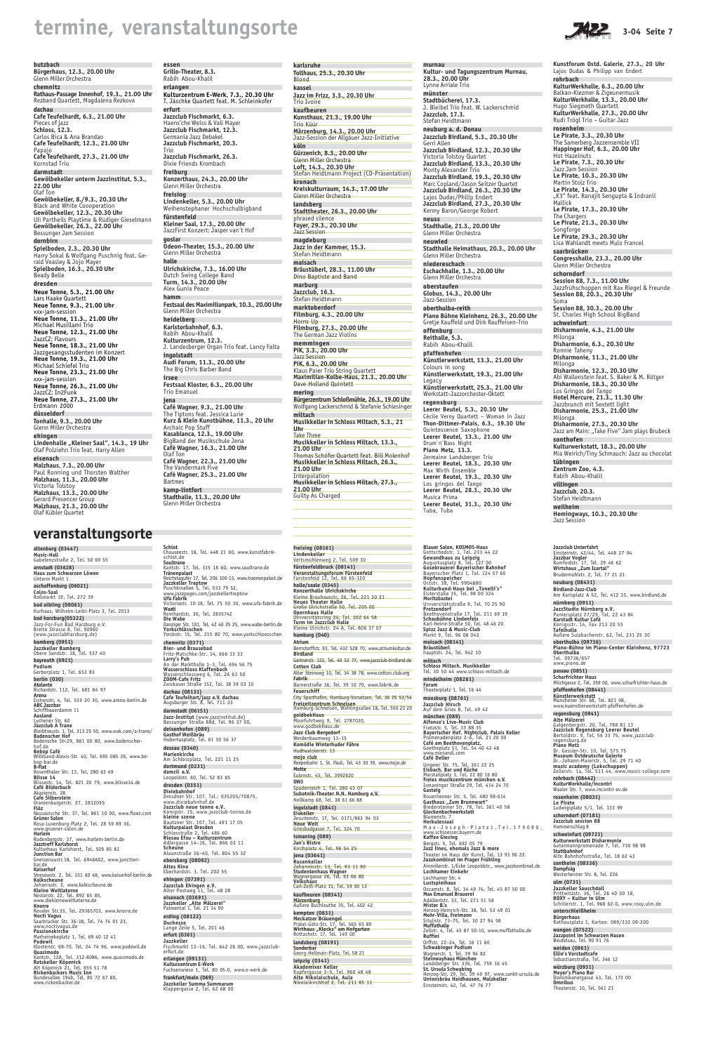# termine, veranstaltungsorte

**butzbach**
**Bürgerhaus, 12.3., 20.00 Uhr**
Glenn Miller Orchestra

**chemnitz**
**Rathaus-Passage Innenhof, 19.3., 21.00 Uhr**
Rezband Quartett, Magdalena Rezkova

**dachau**
**Cafe Teufelhardt, 6.3., 21.00 Uhr**
Pieces of jazz
**Schloss, 12.3.**
Carlos Bica & Ana Brandao
**Cafe Teufelhardt, 12.3., 21.00 Uhr**
Papajo
**Cafe Teufelhardt, 27.3., 21.00 Uhr**
Kornstad Trio

**darmstadt**
**Gewölbekeller unterm Jazzinstitut, 5.3., 22.00 Uhr**
Olaf Ton
**Gewölbekeller, 8./9.3., 20.30 Uhr**
Black and White Coooperation
**Gewölbekeller, 12.3., 20.30 Uhr**
Uli Partheils Playtime & Rüdiger Gieselmann
**Gewölbekeller, 26.3., 22.00 Uhr**
Bessunger Jam Session

**dornbirn**
**Spielboden, 2.3., 20.30 Uhr**
Harry Sokal & Wolfgang Puschnig feat. Gerald Veasley & Jojo Mayer
**Spielboden, 16.3., 20.30 Uhr**
Beady Belle

**dresden**
**Neue Tonne, 5.3., 21.00 Uhr**
Lars Haake Quartett
**Neue Tonne, 9.3., 21.00 Uhr**
xxx-jam-session
**Neue Tonne, 11.3., 21.00 Uhr**
Michael Musillami Trio
**Neue Tonne, 12.3., 21.00 Uhr**
JazzCZ: Flavours
**Neue Tonne, 18.3., 21.00 Uhr**
Jazzgesangsstudenten im Konzert
**Neue Tonne, 19.3., 21.00 Uhr**
Michael Schiefel Trio
**Neue Tonne, 23.3., 21.00 Uhr**
xxx-jam-session
**Neue Tonne, 26.3., 21.00 Uhr**
JazzCZ: In2Funk
**Neue Tonne, 27.3., 21.00 Uhr**
Erdmann 2000

**düsseldorf**
**Tonhalle, 9.3., 20.00 Uhr**
Glenn Miller Orchestra

**ehingen**
**Lindenhalle „Kleiner Saal", 14.3., 19 Uhr**
Olaf Polziehn Trio feat. Harry Allen

**eisenach**
**Malzhaus, 7.3., 20.00 Uhr**
Paul Ronning und Thorsten Walther
**Malzhaus, 11.3., 20.00 Uhr**
Victoria Tolstoy
**Malzhaus, 13.3., 20.00 Uhr**
Gerard Presencer Group
**Malzhaus, 21.3., 20.00 Uhr**
Olaf Kübler Quartet

**essen**
**Grillo-Theater, 8.3.**
Rabih Abou-Khalil

**erlangen**
**Kulturzentrum E-Werk, 7.3., 20.30 Uhr**
T. Jäschke Quartett feat. M. Schleinkofer

**erfurt**
**Jazzclub Fischmarkt, 6.3.**
Haens'che Weiss & Vali Mayer
**Jazzclub Fischmarkt, 12.3.**
Germania Jazz Debakel
**Jazzclub Fischmarkt, 20.3.**
Trio
**Jazzclub Fischmarkt, 26.3.**
Dixie Friends Krombach

**freiburg**
**Konzerthaus, 24.3., 20.00 Uhr**
Glenn Miller Orchestra

**freising**
**Lindenkeller, 5.3., 20.00 Uhr**
Weihenstephaner Hochschulbigband

**fürstenfeld**
**Kleiner Saal, 17.3., 20.00 Uhr**
JazzFirst Konzert: Jasper van't Hof

**goslar**
**Odeon-Theater, 15.3., 20.00 Uhr**
Glenn Miller Orchestra

**halle**
**Ulrichskirche, 7.3., 16.00 Uhr**
Dutch Swing College Band
**Turm, 14.3., 20.00 Uhr**
Alex Gunia Peace

**hamm**
**Festsaal des Maximilianpark, 10.3., 20.00 Uhr**
Glenn Miller Orchestra

**heidelberg**
**Karlstorbahnhof, 6.3.**
Rabih Abou-Khalil
**Kulturzentrum, 12.3.**
J. Landesberger Organ Trio feat. Lancy Falta

**ingolstadt**
**Audi Forum, 11.3., 20.00 Uhr**
The Big Chris Barber Band

**irsee**
**Festsaal Kloster, 6.3., 20.00 Uhr**
Trio Emanuel

**jena**
**Café Wagner, 9.3., 21.00 Uhr**
The Tiptons feat. Jessica Lurie
**Kurz & Klein Kunstbühne, 11.3., 20 Uhr**
Archaic Pop Stuff
**Kasablanca, 12.3., 19.00 Uhr**
BigBand der Musikschule Jena
**Café Wagner, 16.3., 21.00 Uhr**
Olaf Ton
**Café Wagner, 22.3., 21.00 Uhr**
The Vandermark Five
**Café Wagner, 25.3., 21.00 Uhr**
Bartmes

**kamp-lintfort**
**Stadthalle, 11.3., 20.00 Uhr**
Glenn Miller Orchestra

**karlsruhe**
**Tollhaus, 25.3., 20.30 Uhr**
Blond

**kassel**
**Jazz im Frizz, 3.3., 20.30 Uhr**
Trio Ivoire

**kaufbeuren**
**Kunsthaus, 21.3., 19.00 Uhr**
Trio Küür
**Märzenburg, 14.3., 20.00 Uhr**
Jazz-Session der Allgäuer Jazz-Initiative

**köln**
**Gürzenich, 8.3., 20.00 Uhr**
Glenn Miller Orchestra
**Loft, 14.3., 20.30 Uhr**
Stefan Heidtmann Project (CD-Präsentation)

**kronach**
**Kreiskulturraum, 14.3., 17.00 Uhr**
Glenn Miller Orchestra

**landsberg**
**Stadttheater, 26.3., 20.00 Uhr**
phrased silence
**Foyer, 29.3., 20.30 Uhr**
Jazz Session

**magdeburg**
**Jazz in der Kammer, 15.3.**
Stefan Heidtmann

**maisach**
**Bräustüberl, 28.3., 11.00 Uhr**
Dino Baptiste and Band

**marburg**
**Jazzclub, 16.3.**
Stefan Heidtmann

**marktoberdorf**
**Filmburg, 4.3., 20.00 Uhr**
Horns Up
**Filmburg, 27.3., 20.00 Uhr**
The German Jazz Violins

**memmingen**
**PiK, 3.3., 20.00 Uhr**
Jazz Session
**PiK, 6.3., 20.00 Uhr**
Klaus Paier Trio String Quartett
**Maximilian-Kolbe-Haus, 21.3., 20.00 Uhr**
Dave Holland Quintett

**mering**
**Bürgerzentrum Schloßmühle, 26.3., 19.00 Uhr**
Wolfgang Lackerschmid & Stefanie Schlesinger

**miltach**
**Musikkeller in Schloss Miltach, 5.3., 21 Uhr**
Take Three
**Musikkeller in Schloss Miltach, 13.3., 21.00 Uhr**
Thomas Schöfer Quartett feat. Bill Molenhof
**Musikkeller in Schloss Miltach, 26.3., 21.00 Uhr**
Interpolation
**Musikkeller in Schloss Miltach, 27.3., 21.00 Uhr**
Guilty As Charged

**murnau**
**Kultur- und Tagungszentrum Murnau, 28.3., 20.00 Uhr**
Lynne Arriale Trio

**münster**
**Stadtbücherei, 17.3.**
J. Bleibel Trio feat. W. Lackerschmid
**Jazzclub, 17.3.**
Stefan Heidtmann

**neuburg a. d. Donau**
**Jazzclub Birdland, 5.3., 20.30 Uhr**
Gerri Allen
**Jazzclub Birdland, 12.3., 20.30 Uhr**
Victoria Tolstoy Quartet
**Jazzclub Birdland, 13.3., 20.30 Uhr**
Monty Alexander Trio
**Jazzclub Birdland, 19.3., 20.30 Uhr**
Marc Copland/Jason Seitzer Quartet
**Jazzclub Birdland, 26.3., 20.30 Uhr**
Lajos Dudas/Philip Endert
**Jazzclub Birdland, 27.3., 20.30 Uhr**
Kenny Baron/George Robert

**neuss**
**Stadthalle, 21.3., 20.00 Uhr**
Glenn Miller Orchestra

**neuwied**
**Stadthalle Heimathaus, 20.3., 20.00 Uhr**
Glenn Miller Orchestra

**niedereschach**
**Eschachhalle, 1.3., 20.00 Uhr**
Glenn Miller Orchestra

**oberstaufen**
**Globus, 14.3., 20.00 Uhr**
Jazz-Session

**oberthulba-reith**
**Piano Bühne Kleinhenz, 26.3., 20.00 Uhr**
Gretje Kauffeld und Dirk Raufeisen-Trio

**offenburg**
**Reithalle, 5.3.**
Rabih Abou-Khalil

**pfaffenhofen**
**Künstlerwerkstatt, 13.3., 21.00 Uhr**
Colours in song
**Künstlerwerkstatt, 19.3., 21.00 Uhr**
Legacy
**Künstlerwerkstatt, 25.3., 21.00 Uhr**
Werkstatt-Jazzorchester-Oktett

**regensburg**
**Leerer Beutel, 5.3., 20.30 Uhr**
Cécile Verny Quartett – Woman in Jazz
**Thon-Dittmer-Palais, 6.3., 19.30 Uhr**
Quintessence Saxophone
**Leerer Beutel, 13.3., 21.00 Uhr**
Drum'n'Bass Night
**Piano Metz, 13.3.**
Jermaine Landsberger Trio
**Leerer Beutel, 18.3., 20.30 Uhr**
Max Wirth Ensemble
**Leerer Beutel, 19.3., 20.30 Uhr**
Los gringos del Tango
**Leerer Beutel, 28.3., 20.30 Uhr**
Musica Prima
**Leerer Beutel, 31.3., 20.30 Uhr**
Tuba, Tuba

**Kunstforum Ostd. Galerie, 27.3., 20 Uhr**
Lajos Dudas & Philipp van Endert

**rohrbach**
**KulturWerkhalle, 6.3., 20.00 Uhr**
Balkan-Klezmer & Zigeunermusik
**KulturWerkhalle, 13.3., 20.00 Uhr**
Hugo Siegmeth Quartett
**KulturWerkhalle, 27.3., 20.00 Uhr**
Rudi Trögl Trio – Guitar Jazz

**rosenheim**
**Le Pirate, 3.3., 20.30 Uhr**
The Samerberg Jazzensemble VII
**Happinger Hof, 6.3., 20.00 Uhr**
Hot Hazelnuts
**Le Pirate, 7.3., 20.30 Uhr**
Jazz Jam Session
**Le Pirate, 10.3., 20.30 Uhr**
Martin Stolz Trio
**Le Pirate, 14.3., 20.30 Uhr**
„K3" feat. Ranajit Sengupta & Indranil Mallick
**Le Pirate, 17.3., 20.30 Uhr**
The Chargers
**Le Pirate, 21.3., 20.30 Uhr**
Songforge
**Le Pirate, 29.3., 20.30 Uhr**
Lisa Wahlandt meets Mulo Francel

**saarbrücken**
**Congresshalle, 23.3., 20.00 Uhr**
Glenn Miller Orchestra

**schorndorf**
**Session 88, 7.3., 11.00 Uhr**
Jazzfrühschoppen mit Rax Riegel & Freunde
**Session 88, 20.3., 20.30 Uhr**
Soma
**Session 88, 30.3., 20.00 Uhr**
St. Charles High School BigBand

**schweinfurt**
**Disharmonie, 4.3., 21.00 Uhr**
Milonga
**Disharmonie, 6.3., 20.30 Uhr**
Ronnie Taheny
**Disharmonie, 11.3., 21.00 Uhr**
Milonga
**Disharmonie, 12.3., 20.30 Uhr**
Abi Wallenstein feat. S. Baker & M. Rötger
**Disharmonie, 18.3., 20.30 Uhr**
Los Gringos del Tango
**Hotel Mercure, 21.3., 11.30 Uhr**
Jazzbrunch mit Sextett light
**Disharmonie, 25.3., 21.00 Uhr**
Milonga
**Disharmonie, 27.3., 20.30 Uhr**
Jazz am Main: „Take Five" Jam plays Brubeck

**sonthofen**
**Kulturwerkstatt, 18.3., 20.00 Uhr**
Mia Weirich/Tiny Schmauch: Jazz au chocolat

**tübingen**
**Zentrum Zoo, 4.3.**
Rabih Abou-Khalil

**villingen**
**Jazzclub, 20.3.**
Stefan Heidtmann

**weilheim**
**Hemingways, 10.3., 20.30 Uhr**
Jazz Session

# veranstaltungsorte

**altenburg (03447)**
**Music-Hall**
Gabelenzstraße 2, Tel. 50 69 55

**arnstadt (03628)**
**Haus zum Schwarzen Löwen**
Unterm Markt 1

**aschaffenburg (06021)**
**Colos-Saal**
Roßmarkt 19, Tel. 272 39

**bad aibling (08061)**
Kurhaus, Wilhelm-Leibl-Platz 3, Tel. 2013

**bad harzburg(05322)**
Jazz-For-Fun Bad Harzburg e.V.
Breite Strasse 8, Tel. 90960
(www.jazzclubharzburg.de)

**bamberg (0951)**
**Jazzkeller Bamberg**
Obere Sandstr. 18, Tel. 537 40

**bayreuth (0921)**
**Podium**
Gerberplatz 1, Tel. 653 83

**berlin (030)**
**Atalante**
Richardstr. 112, Tel. 681 84 97
**Arena**
Eichenstr. 4, Tel. 533 20 30, www.arena-berlin.de
**ABC Jazzbar**
Schiffbauerdamm 11
**Ausland**
Lychener Str. 60
**Jazzclub A trane**
Bleibtreustr. 1, Tel. 313 25 50, www.wak.com/a-trane/
**Badenscher Hof**
Badensche Str.29, 861 00 80, www.badenscher-hof.de
**Bebop Café**
Willibald-Alexis-Str. 40, Tel. 695 085 26, www.be-bop-bar.de
**B-flat**
Rosenthaler Str. 13, Tel. 280 63 49
**Blisse 14**
Blissestr. 14, Tel. 821 20 79, www.blisse14.de
**Café Bilderbuch**
Akazienstr. 28
**Cafe Silberstein**
Oranienburgerstr. 27, 2812095
**Flöz**
Nassauische Str. 37, Tel. 861 10 00, www.floez.com
**Grüner Salon**
Rosa-Luxemburg-Platz 2, Tel. 28 59 89 36, www.gruener-salon.de
**Harlem**
Rodenbergstr. 37, www.harlem-berlin.de
**Jazztreff Karlshorst**
Kulturhaus Karlshorst, Tel. 509 85 81
**Junction Bar**
Gneisenaustr.18, Tel. 6946602, www.junction-bar.de
**Kaiserhof**
Stresowstr. 2, Tel. 331 60 48, www.kaiserhof-berlin.de
**Kalkscheune**
Johannisstr. 2, www.kalkscheune.de
**Kleine Weltlaterne**
Nestorstr. 22, Tel. 892 65 85, www.diekleineweltlaterne.de
**Knorre**
Revaler Str.33, Tel. 29365703, www.knorre.de
**Nocti Vagus**
Saarbrücker Str. 36-38, Tel. 74 74 91 23, www.noctivagus.de
**Passionskirche**
Marheinekeplatz 1, Tel. 69 40 12 41
**Podewil**
Klosterstr. 68-70, Tel. 24 74 96, www.podewil.de
**Quasimodo**
Kantstr. 12A, Tel. 312-8086, www.quasimodo.de
**Ratskeller Köpenick**
Alt Köpenick 21, Tel. 655 51 78
**Rickenbackers Music Inn**
Bundesallee 194b, Tel. 85 72 67 80, www.rickenbacker.de
**Schlot**
Chausseestr. 18, Tel. 448 21 60, www.kunstfabrik-schlot.de
**Soultrane**
Kantstr. 17, Tel. 315 18 60, www.soultrane.de
**Tränenpalast**
Reichstagufer 17, Tel. 206 100-13, www.traenenpalast.de
**Jazzkeller Treptow**
Puschkinallee 5, Tel. 533 79 52, www.jazzpages.com/jazzkellertreptow
**Ufa Fabrik**
Victoriastr. 10-18, Tel. 75 50 30, www.ufa-fabrik.de
**Waati**
Reinhardstr. 30, Tel. 2835742
**Die Wabe**
Danziger Str. 101, Tel. 42 40 25 25, www.wabe-berlin.de
**Yorckschlösschen**
Yorckstr. 15, Tel. 215 80 70, www.yorckschloesschen

**chemnitz (0371)**
**Bier- und Brauebad**
Fritz-Matschke-Str. 14, 666 13 33
**Larry's Pub**
An der Markthalle 1–3, Tel. 694 56 75
**Wasserschloss Klaffenbach**
Wasserschlossweg 6, Tel. 26 63 50
**ZOOM-Café Fritz**
Zwickauer Straße 152, Tel. 38 39 03 10

**dachau (08131)**
**Cafe Teufelhart/jazz e.V. dachau**
Augsburger Str. 8, Tel. 711 33

**darmstadt (06151)**
**Jazz-Institut** (www.jazzinstitut.de)
Bessunger Straße 88d, Tel. 96 37 00,

**deisenhofen (089)**
**Gasthof Weißbräu**
Hubertusplatz, Tel. 61 30 56 37

**dessau (0340)**
**Marienkirche**
Am Schlossplatz, Tel. 221 11 25

**dortmund (0231)**
**domcil e.V.**
Leopoldstr. 60, Tel. 52 83 85

**dresden (0351)**
**Dixiebahnhof**
Dresdner Str. 107, Tel.: 035205/70875, www.dixiebahnhof.de
**Jazzclub neue tonne e.V.**
Königstr. 15, www.jazzclub-tonne.de
**kleine szene**
Bautzner Str. 107, Tel. 491 17 05
**Kulturpalast Dresden**
Schlossstraße 2, Tel. 486 60
**Riesau Efau – Kulturzentrum**
Adlergasse 14–16, Tel. 866 02 11
**Scheune**
Alaunstraße 36–40, Tel. 804 55 32

**ebersberg (08092)**
**Altes Kino**
Eberhardstr. 3, Tel. 202 55

**ehingen (07391)**
**Jazzclub Ehingen e.V.**
Alter Postweg 11, Tel. 48 28

**eisenach (03691)**
**Jazzkeller „Alte Mälzerei"**
Palmental 1, Tel. 21 14 90

**erding (08122)**
**Duchesse**
Lange Zeile 5, Tel. 201 46

**erfurt (0361)**
**Jazzkeller**
Fischmarkt 13–16, Tel. 642 26 00, www.jazzclub-erfurt.de

**erlangen (09131)**
**Kulturzentrum E-Werk**
Fuchsenwiese 1, Tel. 80 05-0, www.e-werk.de

**frankfurt/main (069)**
**Jazzkeller Summa Summarum**
Klappergasse 2, Tel. 62 68 00

**freising (08161)**
**Lindenkeller**
Veitsmühlenweg 2, Tel. 509 30

**fürstenfeldbruck (08141)**
**Veranstaltungsforum Fürstenfeld**
Fürstenfeld 12, Tel. 66 65-120

**halle/saale (0345)**
**Konzerthalle Ulrichskirche**
Kleine Brauhausstr. 26, Tel. 221 30 21
**Neues Theater Halle**
Große Ulrichstraße 50, Tel. 205 00
**Opernhaus Halle**
Universitätsring 24, Tel. 202 64 58
**Turm im Jazzclub Halle**
Kleine Ulrichstr. 24 A, Tel. 806 37 07

**hamburg (040)**
**Atrium**
Bernstorffstr. 93, Tel. 432 528 70, www.atriumkultur.de
**Birdland**
Gärtnerstr. 122, Tel. 40 52 77, www.jazzclub-birdland.de
**Cotton Club**
Alter Steinweg 10, Tel. 34 38 78, www.cotton.club.org
**Fabrik**
Barnerstraße 36, Tel. 39 10 70, www.fabrik.de
**Feuerschiff**
City Sporthafen, Hamburg-Vorsetzen, Tel. 36 25 53/54
**Freizeitzentrum Schnelsen**
Hamburg-Schnelsen, Wählingsallee 18, Tel. 550 22 20
**goldbekHaus**
Moorfuhrtweg 9, Tel. 2787020, www.godbekHaus.de
**Jazz Club Bergedorf**
Weidenbaumweg 13–15
**Komödie Winterhuder Fähre**
Hudtwalckerstr. 13
**mojo club**
Reeperbahn 1, St. Pauli, Tel. 43 30 39, www.mojo.de
**Motte**
Eulenstr. 43, Tel. 3992620
**OW3**
Spadenteich 1, Tel. 280 43 07
**Subotnik-Theater N.N. Hamburg e.V.**
Hellkamp 68, Tel. 38 61 66 88

**ingolstadt (0841)**
**Eiskeller**
Jesuitenstr. 17, Tel. 0171/863 94 03
**Neue Welt**
Griesbadgasse 7, Tel. 324 70

**ismaning (089)**
**Jan's Bistro**
Kirchplatz 4, Tel. 96 54 25

**jena (03641)**
**Rosenkeller**
Johannisstr. 13, Tel. 93 11 90
**Studentenhaus Wagner**
Wagnergasse 26, Tel. 93 06 80
**Volkshaus**
Carl-Zeiß-Platz 15, Tel. 59 00 13

**kaufbeuren (08341)**
**Märzenburg**
Äußere Buchleuthe 35, Tel. 402 42

**kempten (0831)**
**Meckatzer Bräuengel**
Prälat-Götz-Str. 17, Tel. 565 65 89
**Wirthaus „Klecks" am Hofgarten**
Rottachstr. 17, Tel. 149 00

**landsberg (08191)**
**Sonderbar**
Georg-Hellmair-Platz, Tel. 58 21

**leipzig (0341)**
**Akademixer Keller**
Kupfergasse 3–5, Tel. 960 48 48
**Alte Nikolaischule, Aula**
Nikolaikirchhof 2, Tel. 211 85 11
**Blauer Salon, KOSMOS-Haus**
Gottschedstr. 1, Tel. 233 44 22
**Gewandhaus zu Leipzig**
Augustusplatz 8, Tel. 127 00
**Gosebrauerei Bayerischer Bahnhof**
Bayerischer Platz 1, Tel. 124 57 60
**Hopfenspeicher**
Oststr. 38, Tel. 9904880
**Kulturbund-Haus bei „Tonelli's"**
Elsterstraße 35, Tel. 98 00 324
**Moritzbastei**
Universitätsstraße 9, Tel. 70 25 90
**Protzendorf**
Beethovenstraße 17, Tel. 211 69 19
**Schaubühne Lindenfels**
Karl-Heine-Straße 50, Tel. 48 46 20
**Spizz Jazz & Music-Club**
Markt 9, Tel. 96 08 043

**maisach (08141)**
**Bräustüberl**
hauptstr. 24, Tel. 942 10

**miltach**
**Schloss Miltach, Musikkeller**
Tel. 30 50 44 www.schloss-miltach.de

**mindelheim (08261)**
**Forum**
Theaterplatz 1, Tel. 16 44

**moosburg (08761)**
**Jazzclub Hirsch**
Auf dem Gries 8, Tel. 49 42

**münchen (089)**
**Alfonso's Live-Music Club**
Franzstr. 5, Tel. 33 88 35
**Bayerischer Hof, Nightclub, Palais Keller**
Promenadeplatz 2–6, Tel. 21 20 00
**Café am Beethovenplatz,**
Goetheplatz 51, Tel. 54 40 43 48
www.mariandl.com
**Café Delier**
Ungerer Str. 75, Tel. 361 22 25
**Eisbach, Bar und Küche**
Marstallplatz 3, Tel. 22 80 16 80
**freies musikzentrum münchen e.V.**
Ismaninger Straße 29, Tel. 414 24 70
**Gasteig**
Rosenheimer Str. 5, Tel. 480 98-614
**Gasthaus „Zum Brunnwart"**
Biedersteiner Str. 78, Tel. 361 40 58
**Glockenbachwerkstatt**
Blumenstr. 7
**Herkulessaal**
Max-Joseph-Platz1,Tel.179080,
www.schloesser.bayern.de
**Kaffee Giesing**
Bergstr. 5, Tel. 692 05 79
**Jazz lines, ehemals Jazz & more**
Theater im Haus der Kunst, Tel. 13 93 96 22
**Jazzkombinat im Prager Frühling**
Ainmillerstr. 1/Ecke Leopoldstr., www.jazzkombinat.de
**Lochhamer Einkehr**
Lochhamer Str. 4
**Lustspielhaus**
Occamstr. 8, Tel. 34 49 74, Tel. 45 87 50 00
**Max Emanuel Brauerei**
Adalbertstr. 33, Tel. 271 51 58
**Mister B.'s**
Herzog-Heinrich-Str. 38, Tel. 53 49 01
**Mohr-Villa, Freimann**
Situlistr. 73–75, Tel. 30 27 94 58
**Muffathalle**
Zellstr. 4, Tel. 45 87 50-10, www.muffathalle.de
**Ruffini**
Orffstr. 22–24, Tel. 16 11 60
**Schwabinger Podium**
Wagnerstr. 1, Tel. 39 94 82
**Steinwayhaus München**
Landsberger Str. 336, Tel. 759 16 45
**St. Ursula Schwabing**
Herzog-Str. 29, Tel. 39 49 97, www.sankt-ursula.de
**Unionsbräu Haidhausen, Malzkeller**
Einsteinstr. 42, Tel. 47 76 77
**Jazzclub Unterfahrt**
Einsteinstr. 42/44, Tel. 448 27 94
**Jazzbar Vogler**
Rumfordstr. 17, Tel. 29 46 62
**Wirtshaus „Zum Isartal"**
Brudermühlstr. 2, Tel. 77 21 21

**neuburg (08431)**
**Birdland-Jazz-Club**
Am Karlsplatz A 52, Tel. 412 33, www.birdland.de

**nürnberg (0911)**
**JazzStudio Nürnberg e.V.**
Paniersplatz 27/29, Tel. 22 43 84
**Karstadt Kultur Café**
Königsstr. 14, Fax 213 20 55
**Tafelhalle**
Äußere Sulzbacherstr. 62, Tel. 231 25 30

**oberthulba (09736)**
**Piano-Bühne im Piano-Center Kleinhenz, 97723 Oberthulba**
Tel. 09736/657
www.piano.de

**passau (0851)**
**Scharfrichter Haus**
Milchgasse 2, Tel. 359 00, www.scharfrichter-haus.de

**pfaffenhofen (08441)**
**Künstlerwerkstatt**
Münchener Str. 68, Tel. 821 08,
www.kuenstlerwerkstatt-pfaffenhofen.de

**regensburg (0941)**
**Alte Mälzerei**
Galgenbergstr. 20, Tel. 788 81 13
**Jazzclub Regensburg Leerer Beutel**
Bertoldstr. 9, Tel. 56 33 75, www.jazzclub-regensburg.de
**Piano Metz**
Dr. Gessler-Str. 10, Tel. 575 75
**Museum Ostdeutsche Galerie**
Dr.-Johann-Maierstr. 5, Tel. 29 71 40
**music academy (Lokschuppen)**
Zollerstr. 1a, Tel. 511 44, www.music-college.com

**rohrbach (08442)**
**KulturWerkhalle/incontri**
Waaler Str. 7, www.incontri-ev.de

**rosenheim (08031)**
**Le Pirate**
Ludwigsplatz 5/1, Tel. 133 99

**schorndorf (07181)**
**Jazzclub session 88**
Hammerschlag 8

**schweinfurt (09721)**
**Kulturwerkstatt Disharmonie**
Gutermannpromenade 7, Tel. 730 98 98
**Stattbahnhof**
Alte Bahnhofsstraße, Tel. 18 62 43

**sonthein (08336)**
**Dampfsäg**
Westerheimer Str. 8, Tel. 226

**ulm (0731)**
**Jazzkeller Sauschdall**
Prittwitzstr. 36, Tel. 26 40 00 18,
**ROXY – Kultur in Ulm**
Schillerstr. 1, Tel. 968 62-0, www.roxy.ulm.de

**unterschleißheim**
**Bürgerhaus**
Rathausplatz 1, Karten: 089/310 09-200

**wangen (07522)**
**Jazzpoint im Schwarzen Hasen**
Beutelsau, Tel. 90 91 76

**weiden (0961)**
**Ellie's Vorstadtcafe**
Sebastianstraße, Tel. 346 12

**würzburg (0931)**
**Meyer's Piano Bar**
Dominikanergasse 43, Tel. 173 00
**Omnibus**
Theaterstr. 10, Tel. 561 21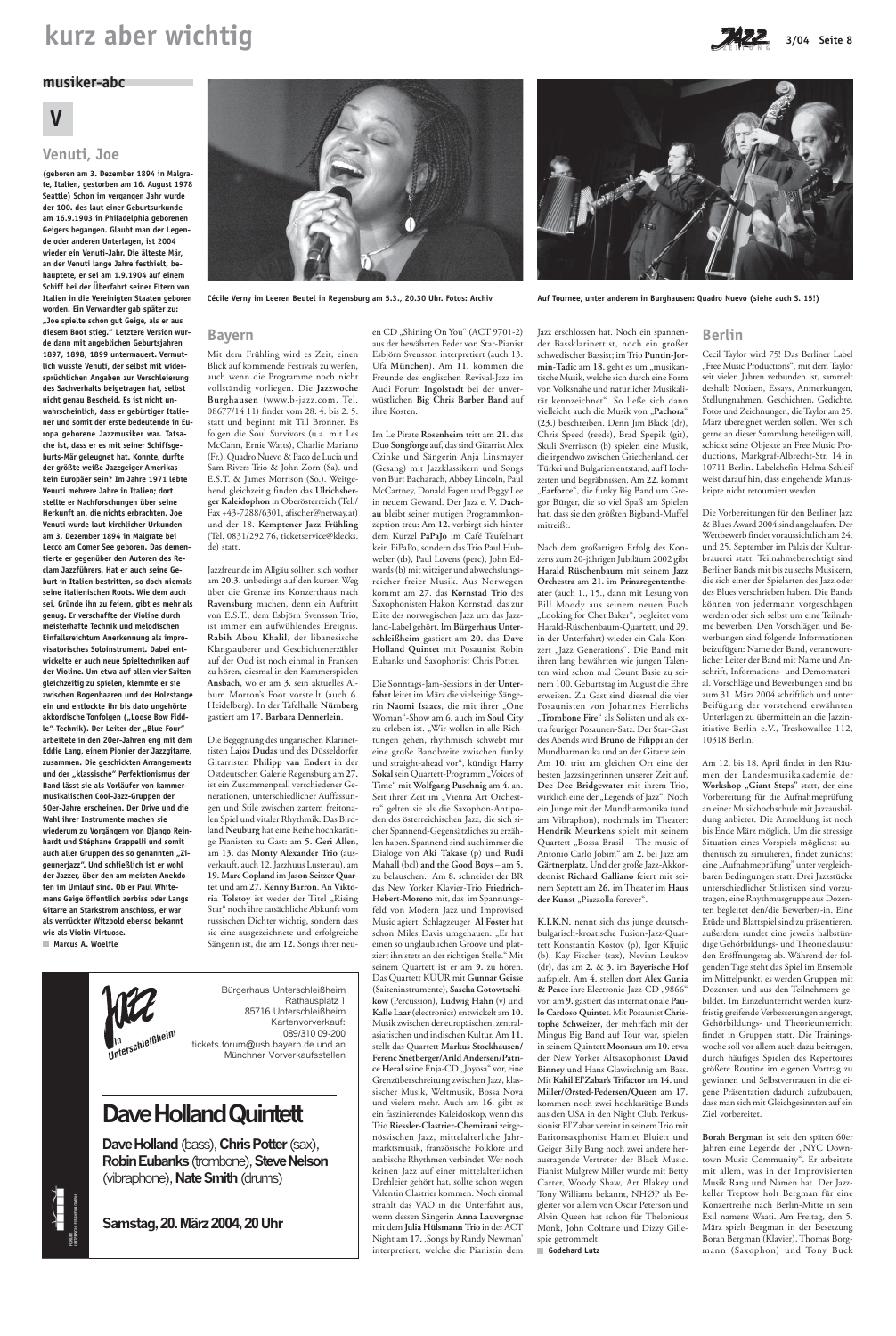# kurz aber wichtig

## musiker-abc

### V

### Venuti, Joe

**(geboren am 3. Dezember 1894 in Malgrate, Italien, gestorben am 16. August 1978 Seattle) Schon im vergangen Jahr wurde der 100. des laut einer Geburtsurkunde am 16.9.1903 in Philadelphia geborenen Geigers begangen. Glaubt man der Legende oder anderen Unterlagen, ist 2004 wieder ein Venuti-Jahr. Die älteste Mär, an der Venuti lange Jahre festhielt, behauptete, er sei am 1.9.1904 auf einem Schiff bei der Überfahrt seiner Eltern von Italien in die Vereinigten Staaten geboren worden. Ein Verwandter gab später zu: „Joe spielte schon gut Geige, als er aus diesem Boot stieg." Letztere Version wurde dann mit angeblichen Geburtsjahren 1897, 1898, 1899 untermauert. Vermutlich wusste Venuti, der selbst mit widersprüchlichen Angaben zur Verschleierung des Sachverhalts beigetragen hat, selbst nicht genau Bescheid. Es ist nicht unwahrscheinlich, dass er gebürtiger Italiener und somit der erste bedeutende in Europa geborene Jazzmusiker war. Tatsache ist, dass er es mit seiner Schiffsgeburts-Mär geleugnet hat. Konnte, durfte der größte weiße Jazzgeiger Amerikas kein Europäer sein? Im Jahre 1971 lebte Venuti mehrere Jahre in Italien; dort stellte er Nachforschungen über seine Herkunft an, die nichts erbrachten. Joe Venuti wurde laut kirchlicher Urkunden am 3. Dezember 1894 in Malgrate bei Lecco am Comer See geboren. Das dementierte er gegenüber den Autoren des Reclam Jazzführers. Hat er auch seine Geburt in Italien bestritten, so doch niemals seine italienischen Roots. Wie dem auch sei, Gründe ihn zu feiern, gibt es mehr als genug. Er verschaffte der Violine durch meisterhafte Technik und melodischen Einfallsreichtum Anerkennung als improvisatorisches Soloinstrument. Dabei entwickelte er auch neue Spieltechniken auf der Violine. Um etwa auf allen vier Saiten gleichzeitig zu spielen, klemmte er sie zwischen Bogenhaaren und der Holzstange ein und entlockte ihr bis dato ungehörte akkordische Tonfolgen („Loose Bow Fiddle"-Technik). Der Leiter der „Blue Four" arbeitete in den 20er-Jahren eng mit dem Eddie Lang, einem Pionier der Jazzgitarre, zusammen. Die geschickten Arrangements und der „klassische" Perfektionismus der Band lässt sie als Vorläufer von kammermusikalischen Cool-Jazz-Gruppen der 50er-Jahre erscheinen. Der Drive und die Wahl ihrer Instrumente machen sie wiederum zu Vorgängern von Django Reinhardt und Stéphane Grappelli und somit auch aller Gruppen des so genannten „Zigeunerjazz". Und schließlich ist er wohl der Jazzer, über den am meisten Anekdoten im Umlauf sind. Ob er Paul Whitemans Geige öffentlich zerbiss oder Langs Gitarre an Starkstrom anschloss, er war als verrückter Witzbold ebenso bekannt wie als Violin-Virtuose.**

Marcus A. Woelfle

Cécile Verny im Leeren Beutel in Regensburg am 5.3., 20.30 Uhr. Fotos: Archiv

Auf Tournee, unter anderem in Burghausen: Quadro Nuevo (siehe auch S. 15!)

## Bayern

Mit dem Frühling wird es Zeit, einen Blick auf kommende Festivals zu werfen, auch wenn die Programme noch nicht vollständig vorliegen. Die **Jazzwoche Burghausen** (www.b-jazz.com, Tel. 08677/14 11) findet vom 28. 4. bis 2. 5. statt und beginnt mit Till Brönner. Es folgen die Soul Survivors (u.a. mit Les McCann, Ernie Watts), Charlie Mariano (Fr.), Quadro Nuevo & Paco de Lucia und Sam Rivers Trio & John Zorn (Sa). und E.S.T. & James Morrison (So.). Weitgehend gleichzeitig finden das **Ulrichsberger Kaleidophon** in Oberösterreich (Tel./Fax +43-7288/6301, afischer@netway.at) und der 18. **Kemptener Jazz Frühling** (Tel. 0831/292 76, ticketservice@kleckse.de) statt.

Jazzfreunde im Allgäu sollten sich vorher am **20.3.** unbedingt auf den kurzen Weg über die Grenze ins Konzerthaus nach **Ravensburg** machen, denn ein Auftritt von E.S.T., dem Esbjörn Svensson Trio, ist immer ein aufwühlendes Ereignis. **Rabih Abou Khalil**, der libanesische Klangzauberer und Geschichtenerzähler auf der Oud ist noch einmal in Franken zu hören, diesmal in den Kammerspielen **Ansbach**, wo er am **3.** sein aktuelles Album Morton's Foot vorstellt (auch 6. Heidelberg). In der Tafelhalle **Nürnberg** gastiert am **17. Barbara Dennerlein**.

Die Begegnung des ungarischen Klarinettisten **Lajos Dudas** und des Düsseldorfer Gitarristen **Philipp van Endert** in der Ostdeutschen Galerie Regensburg am **27.** ist ein Zusammenprall verschiedener Generationen, unterschiedlicher Auffassungen und Stile zwischen zartem Freitonalen Spiel und vitaler Rhythmik. Das Birdland **Neuburg** hat eine Reihe hochkarätige Pianisten zu Gast: am **5. Geri Allen**, am **13.** das **Monty Alexander Trio** (ausverkauft, auch 12. Jazzhuus Lustenau), am **19. Marc Copland** im **Jason Seitzer Quartet** und am **27. Kenny Barron**. An **Viktoria Tolstoy** ist weder der Titel „Rising Star" noch ihre tatsächliche Abkunft vom russischen Dichter wichtig, sondern dass sie eine ausgezeichnete und erfolgreiche Sängerin ist, die am **12.** Songs ihrer neuen CD „Shining On You" (ACT 9701-2) aus der bewährten Feder von Star-Pianist Esbjörn Svensson interpretiert (auch 13. Ufa **München**). Am **11.** kommen die Freunde des englischen Revival-Jazz im Audi Forum **Ingolstadt** bei der unverwüstlichen **Big Chris Barber Band** auf ihre Kosten.

Im Le Pirate **Rosenheim** tritt am **21.** das Duo **Songforge** auf, das sind Gitarrist Alex Czinke und Sängerin Anja Linsmayer (Gesang) mit Jazzklassikern und Songs von Burt Bacharach, Abbey Lincoln, Paul McCartney, Donald Fagen und Peggy Lee in neuem Gewand. Der Jazz e. V. **Dachau** bleibt seiner mutigen Programmkonzeption treu: Am **12.** verbirgt sich hinter dem Kürzel **PaPaJo** im Café Teufelhart kein PiPaPo, sondern das Trio Paul Hubweber (tb), Paul Lovens (perc), John Edwards (b) mit witziger und abwechslungsreicher freier Musik. Aus Norwegen kommt am **27.** das **Kornstad Trio** des Saxophonisten Hakon Kornstad, das zur Elite des norwegischen Jazz um das Jazzland-Label gehört. Im **Bürgerhaus Unterschleißheim** gastiert am **20.** das **Dave Holland Quintett** mit Posaunist Robin Eubanks und Saxophonist Chris Potter.

Die Sonntags-Jam-Sessions in der **Unterfahrt** leitet im März die vielseitige Sängerin **Naomi Isaacs**, die mit ihrer „One Woman"-Show am 6. auch im **Soul City** zu erleben ist. „Wir wollen in alle Richtungen gehen, rhythmisch schwebt mir eine große Bandbreite zwischen funky und straight-ahead vor", kündigt **Harry Sokal** sein Quartett-Programm „Voices of Time" mit **Wolfgang Puschnig** am **4.** an. Seit ihrer Zeit im „Vienna Art Orchestra" gelten sie als die Saxophon-Antipoden des österreichischen Jazz, die sich sicher Spannend-Gegensätzliches zu erzählen haben. Spannend sind auch immer die Dialoge von **Aki Takase** (p) und **Rudi Mahall** (bcl) **and the Good Boys** – am **5.** zu belauschen. Am **8.** schneidet der BR das New Yorker Klavier-Trio **Friedrich-Hebert-Moreno** mit, das im Spannungsfeld von Modern Jazz und Improvised Music agiert. Schlagzeuger **Al Foster** hat einen so unglaublichen Groove und platziert ihn stets an der richtigen Stelle." Mit seinem Quartett ist er am **9.** zu hören. Das Quartett KÜÜR mit **Gunnar Geisse** (Saiteninstrumente), **Sascha Gotowtschikow** (Percussion), **Ludwig Hahn** (v) und **Kalle Laar** (electronics) entwickelt am **10.** Musik zwischen der europäischen, zentralasiatischen und indischen Kultur. Am **11.** stellt das Quartett **Markus Stockhausen/Ferenc Snétberger/Arild Andersen/Patrice Heral** seine Enja-CD „Joyosa" vor, eine Grenzüberschreitung zwischen Jazz, klassischer Musik, Weltmusik, Bossa Nova und vielem mehr. Auch am **16.** gibt es ein faszinierendes Kaleidoskop, wenn das Trio **Riessler-Clastrier-Chemirani** zeitgenössischen Jazz, mittelalterliche Jahrmarktsmusik, französische Folklore und arabische Rhythmen verbindet. Wer noch keinen Jazz auf einer mittelalterlichen Drehleier gehört hat, sollte schon wegen Valentin Clastrier kommen. Noch einmal strahlt das VAO in die Unterfahrt aus, wenn dessen Sängerin **Anna Lauvergnac** mit dem **Julia Hülsmann Trio** in der ACT Night am **17.** ‚Songs by Randy Newman' interpretiert, welche die Pianistin dem Jazz erschlossen hat. Noch ein spannender Bassklarinettist, noch ein großer schwedischer Bassist; im Trio **Puntin-Jormin-Tadic** am **18.** geht es um „musikantische Musik, welche sich durch eine Form von Volksnähe und natürlicher Musikalität kennzeichnet". So ließe sich dann vielleicht auch die Musik von „**Pachora**" (**23.**) beschreiben. Denn Jim Black (dr), Chris Speed (reeds), Brad Sgepik (git), Skuli Sverrisson (b) spielen eine Musik, die irgendwo zwischen Griechenland, der Türkei und Bulgarien entstand, auf Hochzeiten und Begräbnissen. Am **22.** kommt „**Earforce**", die funky Big Band um Gregor Bürger, die so viel Spaß am Spielen hat, dass sie den größten Bigband-Muffel mitreißt.

Nach dem großartigen Erfolg des Konzerts zum 20-jährigen Jubiläum 2002 gibt **Harald Rüschenbaum** mit seinem **Jazz Orchestra** am **21.** im **Prinzregententheater** (auch 1., 15., dann mit Lesung von Bill Moody aus seinem neuen Buch „Looking for Chet Baker", begleitet vom Harald-Rüschenbaum-Quartett, und 29. in der Unterfahrt) wieder ein Gala-Konzert „Jazz Generations". Die Band mit ihren lang bewährten wie jungen Talenten wird schon mal Count Basie zu seinem 100. Geburtstag im August die Ehre erweisen. Zu Gast sind diesmal die vier Posaunisten von Johannes Herrlichs „**Trombone Fire**" als Solisten und als extra feuriger Posaunen-Satz. Der Star-Gast des Abends wird **Bruno de Filippi** an der Mundharmonika und an der Gitarre sein. Am **10.** tritt am gleichen Ort eine der besten Jazzsängerinnen unserer Zeit auf, **Dee Dee Bridgewater** mit ihrem Trio, wirklich eine der „Legends of Jazz". Noch ein Junge mit der Mundharmonika (und am Vibraphon), nochmals im Theater: **Hendrik Meurkens** spielt mit seinem Quartett „Bossa Brasil – The music of Antonio Carlo Jobim" am **2.** bei Jazz am **Gärtnerplatz**. Und der große Jazz-Akkordeonist **Richard Galliano** feiert mit seinem Septett am **26.** im Theater im **Haus der Kunst** „Piazzolla forever".

**K.I.K.N.** nennt sich das junge deutsch-bulgarisch-kroatische Fusion-Jazz-Quartett Konstantin Kostov (p), Igor Kljujic (b), Kay Fischer (sax), Nevian Leukov (dr), das am **2.** & **3.** im **Bayerische Hof** aufspielt. Am **4.** stellen dort **Alex Gunia & Peace** ihre Electronic-Jazz-CD „9866" vor, am **9.** gastiert das internationale **Paulo Cardoso Quintett**. Mit Posaunist **Christophe Schweizer**, der mehrfach mit der Mingus Big Band auf Tour war, spielen in seinem Quintett **Moonsun** am **10.** etwa der New Yorker Altsaxophonist **David Binney** und Hans Glawischnig am Bass. Mit **Kahil El'Zabar's Trifactor** am **14.** und **Miller/Ørsted-Pedersen/Queen** am **17.** kommen noch zwei hochkarätige Bands aus den USA in den Night Club. Perkussionist El'Zabar vereint in seinem Trio mit Baritonsaxophonist Hamiet Bluiett und Geiger Billy Bang noch zwei andere herausragende Vertreter der Black Music. Pianist Mulgrew Miller wurde mit Betty Carter, Woody Shaw, Art Blakey und Tony Williams bekannt, NHØP als Begleiter vor allem von Oscar Peterson und Alvin Queen hat schon für Thelonious Monk, John Coltrane und Dizzy Gillespie getrommelt.

Godehard Lutz

## Berlin

Cecil Taylor wird 75! Das Berliner Label „Free Music Productions", mit dem Taylor seit vielen Jahren verbunden ist, sammelt deshalb Notizen, Essays, Anmerkungen, Stellungnahmen, Geschichten, Gedichte, Fotos und Zeichnungen, die Taylor am 25. März überreicht werden sollen. Wer sich gerne an dieser Sammlung beteiligen will, schickt seine Objekte an Free Music Productions, Markgraf-Albrecht-Str. 14 in 10711 Berlin. Labelchefin Helma Schleif weist darauf hin, dass eingehende Manuskripte nicht retourniert werden.

Die Vorbereitungen für den Berliner Jazz & Blues Award 2004 sind angelaufen. Der Wettbewerb findet voraussichtlich am 24. und 25. September im Palais der Kulturbrauerei statt. Teilnahmeberechtigt sind Berliner Bands mit bis zu sechs Musikern, die sich einer der Spielarten des Jazz oder des Blues verschrieben haben. Die Bands können von jedermann vorgeschlagen werden oder sich selbst um eine Teilnahme bewerben. Den Vorschlägen und Bewerbungen sind folgende Informationen beizufügen: Name der Band, verantwortlicher Leiter der Band mit Name und Anschrift, Informations- und Demomaterial. Vorschläge und Bewerbungen sind bis zum 31. März 2004 schriftlich und unter Beifügung der vorstehend erwähnten Unterlagen zu übermitteln an die Jazzinitiative Berlin e.V., Treskowallee 112, 10318 Berlin.

Am 12. bis 18. April findet in den Räumen der Landesmusikakademie der **Workshop „Giant Steps"** statt, der eine Vorbereitung für die Aufnahmeprüfung an einer Musikhochschule mit Jazzausbildung anbietet. Die Anmeldung ist noch bis Ende März möglich. Um die stressige Situation eines Vorspiels möglichst authentisch zu simulieren, findet zunächst eine „Aufnahmeprüfung" unter vergleichbaren Bedingungen statt. Drei Jazzstücke unterschiedlicher Stilistiken sind vorzutragen, eine Rhythmusgruppe aus Dozenten begleitet den/die Bewerber/-in. Eine Etüde und Blattspiel sind zu präsentieren, außerdem rundet eine jeweils halbstündige Gehörbildungs- und Theorieklausur den Eröffnungstag ab. Während der folgenden Tage steht das Spiel im Ensemble im Mittelpunkt, es werden Gruppen mit Dozenten und aus den Teilnehmern gebildet. Im Einzelunterricht werden kurzfristig greifende Verbesserungen angeregt, Gehörbildungs- und Theorieunterricht findet in Gruppen statt. Die Trainingswoche soll vor allem auch dazu beitragen, durch häufiges Spielen des Repertoires größere Routine im eigenen Vortrag zu gewinnen und Selbstvertrauen in die eigene Präsentation dadurch aufzubauen, dass man sich mit Gleichgesinnten auf ein Ziel vorbereitet.

**Borah Bergman** ist seit den späten 60er Jahren eine Legende der „NYC Downtown Music Community". Er arbeitete mit allem, was in der Improvisierten Musik Rang und Namen hat. Der Jazzkeller Treptow holt Bergman für eine Konzertreihe nach Berlin-Mitte in sein Exil namens Waati. Am Freitag, den 5. März spielt Bergman in der Besetzung Borah Bergman (Klavier), Thomas Borgmann (Saxophon) und Tony Buck

---

Jazz in Unterschleißheim

Bürgerhaus Unterschleißheim
Rathausplatz 1
85716 Unterschleißheim
Kartenvorverkauf:
089/310 09-200
tickets.forum@ush.bayern.de und an Münchner Vorverkaufsstellen

# Dave Holland Quintett

**Dave Holland** (bass), **Chris Potter** (sax), **Robin Eubanks** (trombone), **Steve Nelson** (vibraphone), **Nate Smith** (drums)

**Samstag, 20. März 2004, 20 Uhr**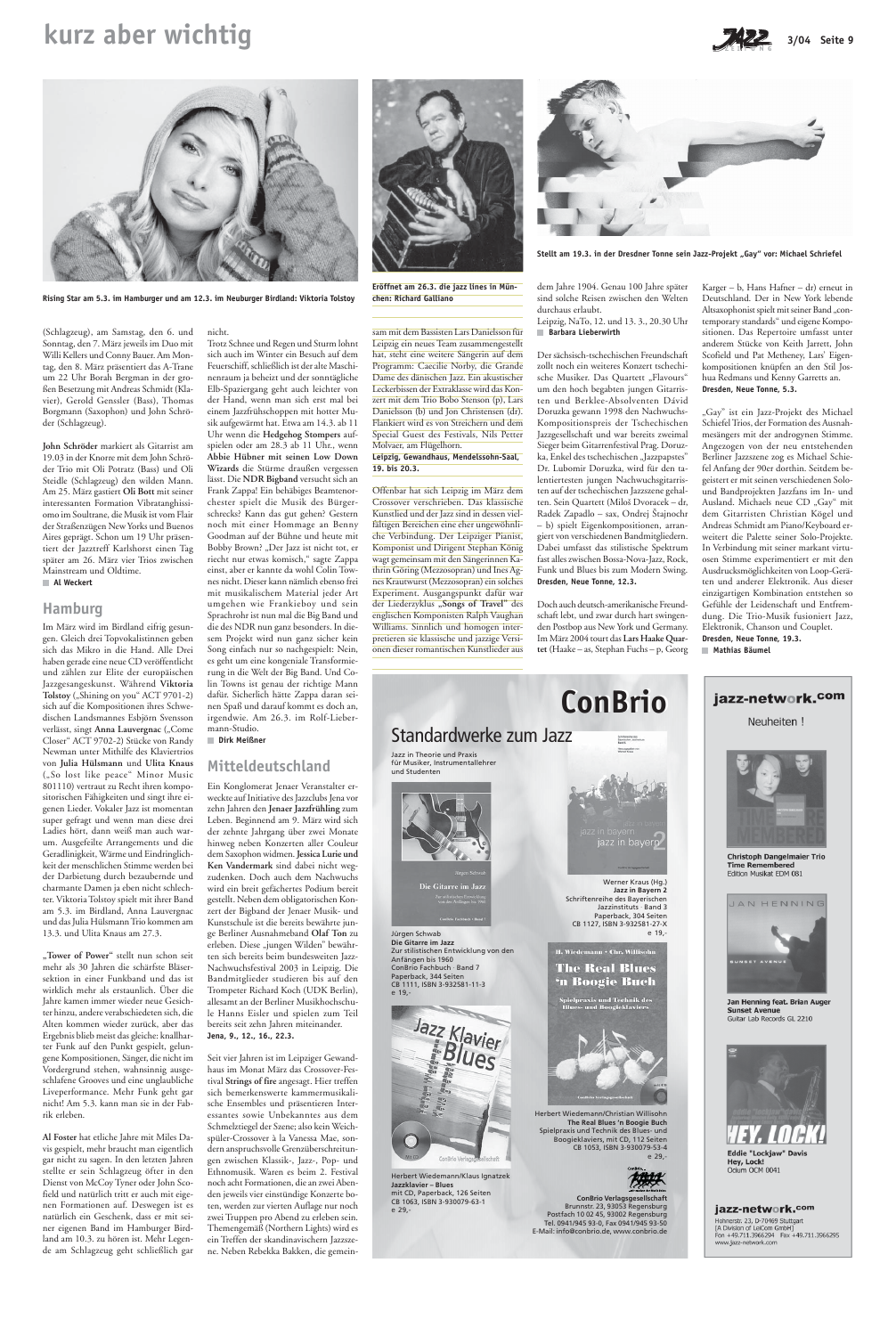# kurz aber wichtig

Rising Star am 5.3. im Hamburger und am 12.3. im Neuburger Birdland: Viktoria Tolstoy

Eröffnet am 26.3. die jazz lines in München: Richard Galliano

Stellt am 19.3. in der Dresdner Tonne sein Jazz-Projekt „Gay" vor: Michael Schriefel

(Schlagzeug), am Samstag, den 6. und Sonntag, den 7. März jeweils im Duo mit Willi Kellers und Conny Bauer. Am Montag, den 8. März präsentiert das A-Trane um 22 Uhr Borah Bergman in der großen Besetzung mit Andreas Schmidt (Klavier), Gerold Genssler (Bass), Thomas Borgmann (Saxophon) und John Schröder (Schlagzeug).

**John Schröder** markiert als Gitarrist am 19.03 in der Knorre mit dem John Schröder Trio mit Oli Potratz (Bass) und Oli Steidle (Schlagzeug) den wilden Mann. Am 25. März gastiert **Oli Bott** mit seiner interessanten Formation Vibratanghissiomo im Soultrane, die Musik ist vom Flair der Straßenzügen New Yorks und Buenos Aires geprägt. Schon um 19 Uhr präsentiert der Jazztreff Karlshorst einen Tag später am 26. März vier Trios zwischen Mainstream und Oldtime.

■ **Al Weckert**

## Hamburg

Im März wird im Birdland eifrig gesungen. Gleich drei Topvokalistinnen geben sich das Mikro in die Hand. Alle Drei haben gerade eine neue CD veröffentlicht und zählen zur Elite der europäischen Jazzgesangskunst. Während **Viktoria Tolstoy** („Shining on you" ACT 9701-2) sich auf die Kompositionen ihres Schwedischen Landsmannes Esbjörn Svensson verlässt, singt **Anna Lauvergnac** („Come Closer" ACT 9702-2) Stücke von Randy Newman unter Mithilfe des Klaviertrios von **Julia Hülsmann** und **Ulita Knaus** („So lost like peace" Minor Music 801110) vertraut zu Recht ihren kompositorischen Fähigkeiten und singt ihre eigenen Lieder. Vokaler Jazz ist momentan super gefragt und wenn man diese drei Ladies hört, dann weiß man auch warum. Ausgefeilte Arrangements und die Geradlinigkeit, Wärme und Eindringlichkeit der menschlichen Stimme werden bei der Darbietung durch bezaubernde und charmante Damen ja eben nicht schlechter. Viktoria Tolstoy spielt mir ihrer Band am 5.3. im Birdland, Anna Lauvergnac und das Julia Hülsmann Trio kommen am 13.3. und Ulita Knaus am 27.3.

„**Tower of Power**" stellt nun schon seit mehr als 30 Jahren die schärfste Bläsersektion in einer Funkband und das ist wirklich mehr als erstaunlich. Über die Jahre kamen immer wieder neue Gesichter hinzu, andere verabschiedeten sich, die Alten kommen wieder zurück, aber das Ergebnis blieb meist das gleiche: knallharter Funk auf den Punkt gespielt, gelungene Kompositionen, Sänger, die nicht im Vordergrund stehen, wahnsinnig ausgeschlafene Grooves und eine unglaubliche Liveperformance. Mehr Funk geht gar nicht! Am 5.3. kann man sie in der Fabrik erleben.

**Al Foster** hat etliche Jahre mit Miles Davis gespielt, mehr braucht man eigentlich gar nicht zu sagen. In den letzten Jahren stellte er sein Schlagzeug öfter in den Dienst von McCoy Tyner oder John Scofield und natürlich tritt er auch mit eigenen Formationen auf. Deswegen ist es natürlich ein Geschenk, dass er mit seiner eigenen Band im Hamburger Birdland am 10.3. zu hören ist. Mehr Legende am Schlagzeug geht schließlich gar nicht.

Trotz Schnee und Regen und Sturm lohnt sich auch im Winter ein Besuch auf dem Feuerschiff, schließlich ist der alte Maschinenraum ja beheizt und der sonntägliche Elb-Spaziergang geht auch leichter von der Hand, wenn man sich erst mal bei einem Jazzfrühschoppen mit hotter Musik aufgewärmt hat. Etwa am 14.3. ab 11 Uhr wenn die **Hedgehog Stompers** aufspielen oder am 28.3 ab 11 Uhr., wenn **Abbie Hübner mit seinen Low Down Wizards** die Stürme draußen vergessen lässt. Die **NDR Bigband** versucht sich an Frank Zappa! Ein behäbiges Beamtenorchester spielt die Musik des Bürgerschrecks? Kann das gut gehen? Gestern noch mit einer Hommage an Benny Goodman auf der Bühne und heute mit Bobby Brown? „Der Jazz ist nicht tot, er riecht nur etwas komisch," sagte Zappa einst, aber er kannte da wohl Colin Towns noch nicht. Dieser kann nämlich ebenso frei mit musikalischem Material jeder Art umgehen wie Frankieboy und sein Sprachrohr ist nun mal die Big Band und die des NDR nun ganz besonders. In diesem Projekt wird nun ganz sicher kein Song einfach nur so nachgespielt: Nein, es geht um eine kongeniale Transformierung in die Welt der Big Band. Und Colin Towns ist genau der richtige Mann dafür. Sicherlich hätte Zappa daran seinen Spaß und darauf kommt es doch an, irgendwie. Am 26.3. im Rolf-Liebermann-Studio.

■ **Dirk Meißner**

## Mitteldeutschland

Ein Konglomerat Jenaer Veranstalter erweckte auf Initiative des Jazzclubs Jena vor zehn Jahren den **Jenaer Jazzfrühling** zum Leben. Beginnend am 9. März wird sich der zehnte Jahrgang über zwei Monate hinweg neben Konzerten aller Couleur dem Saxophon widmen. **Jessica Lurie und Ken Vandermark** sind dabei nicht wegzudenken. Doch auch dem Nachwuchs wird ein breit gefächertes Podium bereit gestellt. Neben dem obligatorischen Konzert der Bigband der Jenaer Musik- und Kunstschule ist die bereits bewährte junge Berliner Ausnahmeband **Olaf Ton** zu erleben. Diese „jungen Wilden" bewährten sich bereits beim bundesweiten Jazz-Nachwuchsfestival 2003 in Leipzig. Die Bandmitglieder studieren bis auf den Trompeter Richard Koch (UDK Berlin), allesamt an der Berliner Musikhochschule Hanns Eisler und spielen zum Teil bereits seit zehn Jahren miteinander.

**Jena, 9., 12., 16., 22.3.**

Seit vier Jahren ist im Leipziger Gewandhaus im Monat März das Crossover-Festival **Strings of fire** angesagt. Hier treffen sich bemerkenswerte kammermusikalische Ensembles und präsentieren Interessantes sowie Unbekanntes aus dem Schmelztiegel der Szene; also kein Weichspüler-Crossover à la Vanessa Mae, sondern anspruchsvolle Grenzüberschreitungen zwischen Klassik-, Jazz-, Pop- und Ethnomusik. Waren es beim 2. Festival noch acht Formationen, die an zwei Abenden jeweils vier einstündige Konzerte boten, werden zur vierten Auflage nur noch zwei Truppen pro Abend zu erleben sein. Themengemäß (Northern Lights) wird es ein Treffen der skandinavischen Jazzszene. Neben Rebekka Bakken, die gemeinsam mit dem Bassisten Lars Danielsson für Leipzig ein neues Team zusammengestellt hat, steht eine weitere Sängerin auf dem Programm: Caecilie Norby, die Grande Dame des dänischen Jazz. Ein akustischer Leckerbissen der Extraklasse wird das Konzert mit dem Trio Bobo Stenson (p), Lars Danielsson (b) und Jon Christensen (dr). Flankiert wird es von Streichern und dem Special Guest des Festivals, Nils Petter Molvaer, am Flügelhorn.

**Leipzig, Gewandhaus, Mendelssohn-Saal, 19. bis 20.3.**

Offenbar hat sich Leipzig im März dem Crossover verschrieben. Das klassische Kunstlied und der Jazz sind in dessen vielfältigen Bereichen eine eher ungewöhnliche Verbindung. Der Leipziger Pianist, Komponist und Dirigent Stephan König wagt gemeinsam mit den Sängerinnen Kathrin Göring (Mezzosopran) und Ines Agnes Krautwurst (Mezzosopran) ein solches Experiment. Ausgangspunkt dafür war der Liederzyklus „**Songs of Travel**" des englischen Komponisten Ralph Vaughan Williams. Sinnlich und homogen interpretieren sie klassische und jazzige Versionen dieser romantischen Kunstlieder aus dem Jahre 1904. Genau 100 Jahre später sind solche Reisen zwischen den Welten durchaus erlaubt.

Leipzig, NaTo, 12. und 13. 3., 20.30 Uhr

■ **Barbara Lieberwirth**

Der sächsisch-tschechischen Freundschaft zollt noch ein weiteres Konzert tschechische Musiker. Das Quartett „Flavours" um den hoch begabten jungen Gitarristen und Berklee-Absolventen Dávid Doruzka gewann 1998 den Nachwuchs-Kompositionspreis der Tschechischen Jazzgesellschaft und war bereits zweimal Sieger beim Gitarrenfestival Prag. Doruzka, Enkel des tschechischen „Jazzpapstes" Dr. Lubomir Doruzka, wird für den talentiertesten jungen Nachwuchsgitarristen auf der tschechischen Jazzszene gehalten. Sein Quartett (Miloš Dvoracek – dr, Radek Zapadlo – sax, Ondrej Štajnochr – b) spielt Eigenkompositionen, arrangiert von verschiedenen Bandmitgliedern. Dabei umfasst das stilistische Spektrum fast alles zwischen Bossa-Nova-Jazz, Rock, Funk und Blues bis zum Modern Swing.

**Dresden, Neue Tonne, 12.3.**

Doch auch deutsch-amerikanische Freundschaft lebt, und zwar durch hart swingenden Postbop aus New York und Germany. Im März 2004 tourt das **Lars Haake Quartet** (Haake – as, Stephan Fuchs – p, Georg Karger – b, Hans Hafner – dr) erneut in Deutschland. Der in New York lebende Altsaxophonist spielt mit seiner Band „contemporary standards" und eigene Kompositionen. Das Repertoire umfasst unter anderem Stücke von Keith Jarrett, John Scofield und Pat Metheney, Lars' Eigenkompositionen knüpfen an den Stil Joshua Redmans und Kenny Garretts an.

**Dresden, Neue Tonne, 5.3.**

„Gay" ist ein Jazz-Projekt des Michael Schiefel Trios, der Formation des Ausnahmesängers mit der androgynen Stimme. Angezogen von der neu entstehenden Berliner Jazzszene zog es Michael Schiefel Anfang der 90er dorthin. Seitdem begeistert er mit seinen verschiedenen Solo- und Bandprojekten Jazzfans im In- und Ausland. Michaels neue CD „Gay" mit dem Gitarristen Christian Kögel und Andreas Schmidt am Piano/Keyboard erweitert die Palette seiner Solo-Projekte. In Verbindung mit seiner markant virtuosen Stimme experimentiert er mit den Ausdrucksmöglichkeiten von Loop-Geräten und anderer Elektronik. Aus dieser einzigartigen Kombination entstehen so Gefühle der Leidenschaft und Entfremdung. Die Trio-Musik fusioniert Jazz, Elektronik, Chanson und Couplet.

**Dresden, Neue Tonne, 19.3.**

■ **Mathias Bäumel**

---

**ConBrio**

**Standardwerke zum Jazz**

Jazz in Theorie und Praxis für Musiker, Instrumentallehrer und Studenten

Jürgen Schwab
**Die Gitarre im Jazz**
Zur stilistischen Entwicklung von den Anfängen bis 1960
ConBrio Fachbuch · Band 7
Paperback, 344 Seiten
CB 1111, ISBN 3-932581-11-3
e 19,-

Werner Kraus (Hg.)
**Jazz in Bayern 2**
Schriftenreihe des Bayerischen Jazzinstituts · Band 3
Paperback, 304 Seiten
CB 1127, ISBN 3-932581-27-X
e 19,-

Herbert Wiedemann/Klaus Ignatzek
**Jazzklavier – Blues**
mit CD, Paperback, 126 Seiten
CB 1063, ISBN 3-930079-63-1
e 29,-

Herbert Wiedemann/Christian Willisohn
**The Real Blues 'n Boogie Buch**
Spielpraxis und Technik des Blues- und Boogieklaviers, mit CD, 112 Seiten
CB 1053, ISBN 3-930079-53-4
e 29,-

**ConBrio Verlagsgesellschaft**
Brunnstr. 23, 93053 Regensburg
Postfach 10 02 45, 93002 Regensburg
Tel. 0941/945 93-0, Fax 0941/945 93-50
E-Mail: info@conbrio.de, www.conbrio.de

---

**jazz-network.com**

Neuheiten !

**Christoph Dangelmaier Trio**
**Time Remembered**
Edition Musikat EDM 081

**Jan Henning feat. Brian Auger**
**Sunset Avenue**
Guitar Lab Records GL 2210

**Eddie "Lockjaw" Davis**
**Hey, Lock!**
Odium OCM 0041

**jazz-network.com**
Hohnerstr. 23, D-70469 Stuttgart
[A Division of LeiCom GmbH]
Fon +49.711.3966294 Fax +49.711.3966295
www.jazz-network.com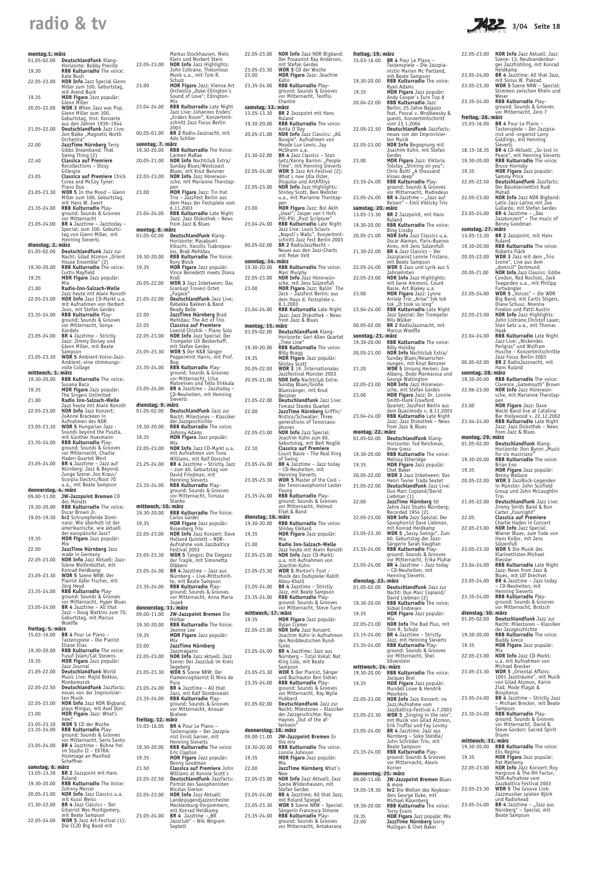# radio & tv

**montag, 1. märz**
01.05-02.00 **Deutschlandfunk** Klang-Horizonte: Bobby Previte
19.30 **RBB Kulturradio** The voice: Kate Bush
22.05-23.00 **NDR Info** Jazz Special Glenn Miller zum 100. Geburtstag, mit Arend Buck
19.35 **MDR Figaro** Jazz populär: Glenn Miller
20.05-22.00 **WDR 3** When Jazz was Pop. Glenn Miller zum 100. Geburtstag, hist. Konzerte aus den Jahren 1939–1944
21.05-22.00 **Deutschlandfunk** Jazz Live: Jon Balke „Magnetic North Orchestra"
22.00 **JazzTime Nürnberg** Terry Gibbs Dreamband: That Swing Thing (2)
22.40 **Classica auf Premiere** Recollections – Dizzy Gillespie
23.05 **Classica auf Premiere** Chick Corea and McCoy Tyner: Piano Duo
23.05-23.30 **WDR 5** In the Mood – Glenn Miller zum 100. Geburtstag, mit Hans W. Ewert
23.35-24.00 **RBB Kulturradio** Playground: Sounds & Grooves vor Mitternacht
23.05-24.00 **BR 4** Jazztime – Jazztoday – Special: zum 100. Geburtstag von Glenn Miller, mit Henning Sieverts

**dienstag, 2. märz**
01.05-02.00 **Deutschlandfunk** Jazz zur Nacht: Gilad Atzmon „Orient House Ensemble" (2)
19.30-20.00 **RBB Kulturradio** The voice: Curtis Mayfield
19.35 **MDR Figaro** Jazz populär: Mix
21.00 **Radio-Inn-Salzach-Welle** Jazz heute mit Alwin Renoth
22.05-23.00 **NDR Info** Jazz CD-Markt u.a. mit Aufnahmen von Herbert Joos, mit Stefan Gerdes
23.35-24.00 **RBB Kulturradio** Playground: Sounds & Grooves vor Mitternacht, Sonya Kandels
23.05-24.00 **BR 4** Jazztime – Strictly Jazz: Jimmy Dorsey und Glenn Miller, mit Beate Sampson
23.05-23.30 **WDR 5** Ambient-Voice-Jazz-Ambient: eine stimmungsvolle Collage

**mittwoch, 3. märz**
19.30-20.00 **RBB Kulturradio** The voice: Susana Baca
19.35 **MDR Figaro** Jazz populär: The Singers Unlimited
21.00 **Radio Inn-Salzach-Welle** Jazz heute mit Alwin Renoth
22.05-23.00 **NDR Info** Jazz Konzert: JoAnne Brackeen in Aufnahmen des NDR
23.05-23.30 **WDR 5** Hungarian Jazz - Sounds beyond the Puszta, mit Günther Huesmann
23.35-24.00 **RBB Kulturradio** Playground: Sounds & Grooves vor Mitternacht, Charlie Haden Quartet West
23.05-24.00 **BR 4** Jazztime – Jazz auf Nürnberg: Jazz & Beyond, Junge Szene: Joo Kraus/Scorpia Electric/Root 70 u.a., mit Beate Sampson

**donnerstag, 4. märz**
09.00-11.00 **JW-Jazzpoint Bremen** CD des Monats
19.30-20.00 **RBB Kulturradio** The voice: Oscar Brown Jr.
19.05-19.30 **hr2** Schrumpfende Dominanz: Wie überholt ist der amerikanische, wie aktuell der europäische Jazz?
19.35 **MDR Figaro** Jazz populär: Mix
22.00 **JazzTime Nürnberg** Jazz made in Germany
22.05-23.00 **NDR Info** Jazz Aktuell: Jazz-Szene Wolfenbüttel, mit Konrad Heidkamp
23.05-23.30 **WDR 5** Szene NRW: Der Pianist Xafer Fischer, mit Jörg Heyd
23.35-24.00 **RBB Kulturradio** Playground: Sounds & Grooves vor Mitternacht, Hyper Blues
23.05-24.00 **BR 4** Jazztime – All that Jazz – Doug Watkins zum 70. Geburtstag, mit Marcus Woelfle

**freitag, 5. märz**
15.03-16.00 **BR 4** Pour Le Piano – Tastenspiele – Die Pianist Eliane Elias
19.30-20.00 **RBB Kulturradio** The voice: Yusuf Islam/Cat Stevens
19.35 **MDR Figaro** Jazz populär: Jazz Journal
21.05-22.00 **Deutschlandfunk** World Music Live: Majid Bekkas, Monkomarok
22.05-22.50 **Deutschlandfunk** Jazzfacts: neues von der Improvisierten Musik
22.05-23.00 **NDR Info** Jazz NDR Bigband, plays Mingus, mit Axel Dürr
23.00 **MDR Figaro** Jazz: What's new?
23.05-23.30 **WDR 5** CD der Woche
23.35-24.00 **RBB Kulturradio** Playground: Sounds & Grooves vor Mitternacht, Serio Santo
23.05-24.00 **BR 4** Jazztime – Bühne frei im Studio II – EXTRA: Hommage an Manfred Scheffner

**samstag, 6. märz**
13.05-13.30 **BR 2** Jazzpoint mit Hans Ruland
19.30-20.00 **RBB Kulturradio** The Voice: Johnny Mercer
20.05-21.00 **NDR Info** Jazz Classics u.a. mit Kussi Weiss
21.30-22.00 **BR 4** Jazz Classics – Der Gitarrist Wes Montgomery, mit Beate Sampson
22.05-24.00 **WDR 5** Jazz Art-Festival (1): Die CCJO Big Band mit Markus Stockhausen, Niels Klein und Norbert Stein
22.05-23.00 **NDR Info** Jazz Highlights: John Coltrane, Thelonious Monk u.a., mit Tom R. Schulz
23.00 **MDR Figaro** Jazz: Vienna Art Orchestra „Duke Ellington´s Sound of Love": Ellington-Mix
23.04-24.00 **RBB Kulturradio** Late Night Jazz Live: Johannes Enders' „Enders Room", Konzertmitschnitt Jazz Focus Berlin 2003
00.05-01.00 **BR 2** Radio-Jazznacht, mit Ado Schlier

**sonntag, 7. märz**
19.30-20.00 **RBB Kulturradio** The Voice: Carmen MaRae
20.05-21.00 **NDR Info** Nachtclub Extra/ Sunday Blues/Westcoast Blues, mit Knut Benzner
22.03-23.00 **NDR Info** Jazz Hörerwünsche, mit Marianne Therstappen
23.00 **MDR Figaro** Jazz: Tin Hat Trio – JazzFest Berlin aus dem Haus der Festspiele vom 6.11.2003
23.04-24.00 **RBB Kulturradio** Late Night Jazz: Jazz Diskothek – News from Jazz & Blues

**montag, 8. märz**
01.05-02.00 **Deutschlandfunk** Klang-Horizonte: Masabumi Kikuchi, Vassilis Tsabropoulos, Brad Mehldau
19.30-20.00 **RBB Kulturradio** The Voice: Rory Block
19.35 **MDR Figaro** Jazz populär: Vince Benedetti meets Diana Krall
20.05-22.00 **WDR 3** Jazz Inbetween: Das Gianluigi Trovesi Octet „Fugace"
21.05-22.00 **Deutschlandfunk** Jazz Live: Rebekka Bakken & Band Beady Belle
22.00 **JazzTime Nürnberg** Brad Mehldau: The Art of Trio
22.05 **Classica auf Premiere** Loenid Chizhik – Piano Solo
22.05-23.00 **NDR Info** Jazz Special: Der Trompeter Uli Beckerhoff, mit Stefan Gerdes
23.05-23.30 **WDR 5** Der R&B Sänger Peppermint Harris, mit Prof. Bop
23.35-24.00 **RBB Kulturradio** Playground: Sounds & Grooves vor Mitternacht, Liisa Matveinen und Tello Virkkala
23.05-24.00 **BR 4** Jazztime – Jazztoday – CD-Neuheiten, mit Henning Sieverts

**dienstag, 9. märz**
01.05-02.00 **Deutschlandfunk** Jazz zur Nacht: Milestones – Klassiker der Jazzgeschichte
19.30-20.00 **RBB Kulturradio** The voice: Johnny Adams
19.35 **MDR Figaro** Jazz populär: Mix
22.05-23.00 **NDR Info** Jazz CD-Markt u.a. mit Aufnahmen von Yona Williams, mit Ralf Dorschel
23.25-24.00 **BR 4** Jazztime – Strictly Jazz – zum 60. Geburtstag von David Friedman, mit Henning Sieverts
23.35-24.00 **RBB Kulturradio** Playground: Sounds & Grooves vor Mitternacht, Tomasz Stanko

**mittwoch, 10. märz**
19.30-20.00 **RBB Kulturradio** The Voice: Carlos Gardel
19.35 **MDR Figaro** Jazz populär: Rosenberg Trio
22.05-23.00 **NDR Info** Jazz Konzert: Dave Holland Quintett – NDR-Aufnahme vom Jazzbaltica Festival 2003
23.05-23.30 **WDR 5** Tangos: Die Eleganz der Tragik, mit Simonetta Dibbern
23.05-24.00 **BR 4** Jazztime – Jazz aus Nürnberg – Live-Mittschnitte, mit Beate Sampson
23.35-24.00 **RBB Kulturradio** Playground: Sounds & Grooves vor Mitternacht, Anna Maria Jopek

**donnerstag, 11. märz**
09.00-11.00 **JW-Jazzpoint Bremen** Die Hörbar
19.30-20.00 **RBB Kulturradio** The Voice: Jeanne Lee
19.35 **MDR Figaro** Jazz populär: Eric Clapton
22.00 **JazzTime Nürnberg** Jazzmagazin
22.05-23.00 **NDR Info** Jazz aktuell: Jazz Szene: Der Jazzclub im Kreis Segeberg
23.05-23.30 **WDR 5** Szene NRW: Der Flamencogitarrist El Nino de Pura
23.05-24.00 **BR 4** Jazztime – All that Jazz, mit Ralf Dombrowski
23.35-24.00 **RBB Kulturradio** Playground: Sounds & Grooves vor Mitternacht, Anouar Brahem

**freitag, 12. märz**
15.03-16.00 **BR 4** Pour Le Piano – Tastenspiele – Der Jazzpianist Erroll Garner, mit Henning Sieverts
19.30-20.00 **RBB Kulturradio** The voice: Eric Clapton
19.35 **MDR Figaro** Jazz populär: Benny Goodman
21.50 **Classica auf Premiere** John Williams at Ronnie Scott´s
22.05-22.50 **Deutschlandfunk** Jazzfacts: Porträt des Saxophonisten Nicolas Simion
22.05-23.00 **NDR Info** Jazz Aktuell: Landesjugendjazzorchester Mecklenburg-Vorpommern, mit Konrad Heidkamp
23.05-24.00 **BR 4** Jazztime – „BR Jazzclub" – Nils Wogram Septett
22.05-23.00 **NDR Info** Jazz NDR Bigband: Der Posaunist Ray Anderson, mit Stefan Gerdes
23.05-23.30 **WDR 5** CD der Woche
23.00 **MDR Figaro** Jazz: Joachim Kühn
23.35-24.00 **RBB Kulturradio** Playground: Sounds & Grooves vor Mitternacht, Teofilo Chantre

**samstag, 13. märz**
13.05-13.30 **BR 2** Jazzpoint mit Hans Ruland
19.30-20.00 **RBB Kulturradio** The voice: Anita O'Day
20.05-21.00 **NDR Info** Jazz Classics: „All Boogie". Aufnahmen von Meade Lux Lewis, Jay McShann u.a.
21.30-22.00 **BR 4** Jazz Classics – Stan Getz/Kenny Barron: „People Time", mit Henning Sieverts
22.05-24.00 **WDR 5** Jazz Art-Festival (2): What´s new Ulla Oster, Disguise und ArtAfOryz
22.05-23.00 **NDR Info** Jazz Highlights: Shirley Scott, Ben Webster u.a., mit Marianne Therstappen
23.00 **MDR Figaro** Jazz: Boi Akih „Uwai"; Jasper van´t Hofs Pili-Pili „Post Scriptum"
23.04-24.00 **RBB Kulturradio** Late Night Jazz Live: Louis Sclavis „Napoli´s Walls", Konzertmitschnitt Jazz Fest Berlin 2003
00.05-02.00 **BR 2** RadioJazzNacht – Neues aus den Jazz-Charts mit Peter Veit

**sonntag, 14. märz**
19.30-20.00 **RBB Kulturradio** The voice: Marc Murphy
22.05-23.00 **NDR Info** Jazz Hörerwünsche, mit Jens Sülzenfuß
23.00 **MDR Figaro** Jazz: Ballin´ The Jack – JazzFest Berlin; aus dem Haus d. Festspiele v. 8.1.2003
23.04-24.00 **RBB Kulturradio** Late Night Jazz: Jazz Diskothek – News from Jazz & Blues

**montag, 15. märz**
01.05-02.00 **Deutschlandfunk** Klang-Horizonte: Geri Allen Quartet „Time Line"
19.30-20.00 **RBB Kulturradio** The voice: Billy Bragg
19.35 **MDR Figaro** Jazz populär: Shirley Scott
20.05-22.00 **WDR 3** 19. Internationales Jazzfestival Münster 2003
20.05-21.00 **NDR Info** Nachtclub Extra: Sunday Blues/Große Bluessänger, mit Knut Benzner
21.05-22.00 **Deutschlandfunk** Jazz Live: Tomasz Stanko Quartet
22.00 **JazzTime Nürnberg** Griffin/Nistico/Schwaller: Three generations of Tenorsaxophones
22.05-23.00 **NDR Info** Jazz Special: Joachim Kühn zum 60. Geburtstag, mit Bert Noglik
22.10 **Classica auf Premiere** Count Basie – The Real King of Swing
23.05-24.00 **BR 4** Jazztime – Jazz today – CD-Neuheiten, mit Henning Sieverts
23.05-23.30 **WDR 5** Master of the Cool – Der Tenorsaxophonist Lester Young
23.35-24.00 **RBB Kulturradio** Playground: Sounds & Grooves vor Mitternacht, Helmut Eisel & Band

**dienstag, 16. märz**
19.30-20.00 **RBB Kulturradio** The voice: Shirley Elkhard
19.35 **MDR Figaro** Jazz populär: Mix
21.00 **Radio Inn-Salzach-Welle** Jazz heute mit Alwin Renoth
22.05-23.00 **NDR Info** Jazz CD-Markt: u.a. mit Aufnahmen von Joachim Kühn
23.05-23.30 **WDR 5** Morton´s Foot – Musik des Oudspieler Rabih Abou-Khalil
23.05-24.00 **BR 4** Jazztime – Strictly Jazz, mit Beate Sampson
23.35-24.00 **RBB Kulturradio** Playground: Sounds & Grooves vor Mitternacht, Steve Turre

**mittwoch, 17. märz**
19.35 **MDR Figaro** Jazz populär: Dylan Cramer
22.05-23.00 **NDR Info** Jazz Konzert: Joachim Kühn in Aufnahmen des Norddeutschen Rundfunks
23.05-24.00 **BR 4** Jazztime: Jazz aus Nürnberg – Total Vokal: Nat King Cole, mit Beate Sampson
23.05-23.30 **WDR 5** Der Pianist, Sänger und Buchautor Ben Sidran
23.35-24.00 **RBB Kulturradio** Playground: Sounds & Grooves vor Mitternacht, Ray Wylie Hubbard
01.05-02.00 **Deutschlandfunk** Jazz zur Nacht: Milestones – Klassiker der Jazzgeschichte: Roy Haynes „Out of the afternoon"

**donnerstag, 18. märz**
09.00-11.00 **JW-Jazzpoint Bremen** In the mix
19.30-20.00 **RBB Kulturradio** The voice: Lonnie Johnson
19.35 **MDR Figaro** Jazz populär: Mix
22.00 **JazzTime Nürnberg** What´s New
22.05-23.00 **NDR Info** Jazz Aktuell: Jazz Szene Wildeshausen, mit Stefan Gerdes
23.05-24.00 **BR 4** Jazztime: All that Jazz, mit Roland Spiegel
23.05-23.30 **WDR 5** Szene NRW – Special: Sängerin Francesca Simone
23.35-24.00 **RBB Kulturradio** Playground: Sounds & Grooves vor Mitternacht, Antakarana

**freitag, 19. märz**
15.03-16.00 **BR 4** Pour Le Piano – Tastenspiele – Die Jazzpianistin Marian Mc Partland, mit Beate Sampson
19.30-20.00 **RBB Kulturradio** The voice: Ryan Adams
19.35 **MDR Figaro** Jazz populär: Andy Cooper´s Euro Top 8
20.04-22.00 **RBB Kulturradio** Jazz Berlin: 25 Jahre Bajazzo feat. Pascal v. Wroblewsky & guests, Konzertmitschnitt vom 23.1.2004
22.05-22.50 **Deutschlandfunk** Jazzfacts: neues von der Improvisierten Musik
22.05-23.00 **NDR Info** Begegnung mit Joachim Kühn, mit Stefan Gerdes
23.00 **MDR Figaro** Jazz: Viktoria Tolstoy „Shining on you"; Chris Botti „A thousand kisses deep"
23.35-24.00 **RBB Kulturradio** Playground: Sounds & Grooves vor Mitternacht, Madredeus
23.05-24.00 **BR 4** Jazztime – „Jazz auf Reisen" – Emil Viklicky Trio

**samstag, 20. märz**
13.05-13.30 **BR 2** Jazzpoint, mit Hans Ruland
19.30-20.00 **RBB Kulturradio** The voice: Bing Crosby
20.05-21.00 **NDR Info** Jazz Classics u.a. Oscar Aleman, Paris-Buenos Aires, mit Jens Sülzenfuß
21.30-22.00 **BR 4** Jazz Classics – Der Jazzpianist Lennie Tristano, mit Beate Sampson
22.05-24.00 **WDR 5** Jazz und Lyrik aus 5 Jahrzehnten
22.05-23.00 **NDR Info** Jazz Highlights: mit Gene Ammons, Count Basie, Art Blakey u.a.
23.00 **MDR Figaro** Jazz: Lynne Arriale Trio „Arise" tok tok tok „It took so long"
23.04-24.00 **RBB Kulturradio** Late Night Jazz Spezial: Der Trompeter Nils Wülker
00.05-02.00 **BR 2** RadioJazznacht, mit Marcus Woelfle

**sonntag, 21. märz**
19.30-20.00 **RBB Kulturradio** The voice: Billy Holiday
20.05-21.00 **NDR Info** Nachtclub Extra/ Sunday Blues/Neuerscheinungen, mit Knut Benzner
21.20 **WDR 5** Unsung Heroes: Joe Albany, Dodo Marmarosa und George Wallington
22.05-23.00 **NDR Info** Jazz Hörerwünsche, mit Stefan Gerdes
23.00 **MDR Figaro** Jazz: Dr. Lonnie Smith-Hank Crawford Quartet; JazzFest Berlin aus dem Quasimodo v. 8.11.2003
23.04-24.00 **RBB Kulturradio** Late Night Jazz: Jazz Diskothek – News from Jazz & Blues

**montag, 22. märz**
01.05-02.00 **Deutschlandfunk** Klang-Horizonte: Ted Reichman, Drew Gress
19.30-20.00 **RBB Kulturradio** The voice: Melissa Etheridge
19.35 **MDR Figaro** Jazz populär: Chet Baker
20.05-22.00 **WDR 3** Jazz Inbetween: Das Henri Texier Trada Sextet
21.05-22.00 **Deutschlandfunk** Jazz Live: Duo Marc Copland/David Liebman (1)
22.00 **JazzTime Nürnberg** 50 Jahre Jazz Studio Nürnberg: Recorded 1954 (2)
22.05-23.00 **NDR Info** Jazz Spezial: Der Saxophonist Dave Liebman, mit Konrad Heidkamp
23.05-23.30 **WDR 5** „Sassy Swings". Zum 80. Geburtstag der Jazz-Sängerin Sarah Vaughan
23.35-24.00 **RBB Kulturradio** Playground: Sounds & Grooves vor Mitternacht, Erika Pluhar
23.05-24.00 **BR 4** Jazztime – Jazz today – CD-Neuheiten, mit Henning Sieverts

**dienstag, 23. märz**
01.05-02.00 **Deutschlandfunk** Jazz zur Nacht: Duo Marc Copland/David Liebman (2)
19.30-20.00 **RBB Kulturradio** The voice: Sidsel Endresen
19.35 **MDR Figaro** Jazz populär: Mix
22.05-23.00 **NDR Info** The Bad Plus, mit Tom R. Schulz
23.15-24.00 **BR 4** Jazztime – Strictly Jazz, mit Henning Sieverts
23.35-24.00 **RBB Kulturradio** Playground: Sounds & Grooves vor Mitternacht, Shel Silverstein

**mittwoch, 24. märz**
19.30-20.00 **RBB Kulturradio** The voice: Jacques Brel
19.35 **MDR Figaro** Jazz populär: Mundell Lowe & Hendrik Meurkens
22.05-23.00 **NDR Info** Jazz Konzert: no Jazz/Aufnahme vom Jazzbaltica-Festival 4.7.2003
23.05-23.30 **WDR 5** „Singing in the rain", mit Musik von Gilad Atzmon, Erik Truffaz und Fay Lovsky
23.05-24.00 **BR 4** Jazztime: Jazz aus Nürnberg – Soko Steidle/John Schröder Trio, mit Beate Sampson
23.35-24.00 **RBB Kulturradio** Playground: Sounds & Grooves vor Mitternacht, Alexis Korner

**donnerstag, 25. märz**
09.00-11.00 **JW-Jazzpoint Bremen** Blues & more
19.05-19.30 **hr2** Die Welten des Keyboarders George Duke, mit Michael Rüsenberg
19.30-20.00 **RBB Kulturradio** The voice: Terry Evans
19.35 **MDR Figaro** Jazz populär: Mix
22.00 **JazzTime Nürnberg** Gerry Mulligan & Chet Baker
22.05-23.00 **NDR Info** Jazz Aktuell: Jazz Szene: 13. Neubrandenburger Jazzfrühling, mit Konrad Heidkamp
23.05-24.00 **BR 4** Jazztime: All that Jazz, mit Ssirus W. Pakzad
23.05-23.30 **WDR 5** Szene NRW – Special: Stimmen zwischen Rhein und Weser
23.35-24.00 **RBB Kulturradio** Playground: Sounds & Grooves vor Mitternacht, Zero 7

**freitag, 26. märz**
15.03-16.00 **BR 4** Pour Le Piano – Tastenspiele – Der Jazzpianist und -organist Larry Goldings, mit Henning Sieverts
18.15-18.35 **BR 4** CD-Aktuell: „So lost in Peace", mit Henning Sieverts
19.30-20.00 **RBB Kulturradio** The voice: Bruce Hornsby
19.35 **MDR Figaro** Jazz populär: Sammy Price
22.05-22.50 **Deutschlandfunk** Jazzfacts: Der Bassklarinettist Rudi Mahall
22.05-23.00 **NDR Info** Jazz NDR Bigband: Latin Jazz Latino mit Joe Gallardo, mit Stefan Gerdes
23.05-24.00 **BR 4** Jazztime – „Das Jazzkonzert" – The music of Benny Goodman

**samstag, 27. märz**
13.05-13.30 **BR 2** Jazzpoint, mit Hans Ruland
19.30-20.00 **RBB Kulturradio** The voice: Roberta Fläck
20.05-22.00 **WDR 3** Jazz mit dem „Trio Ivoire", Live aus dem „domicil" Dortmund
20.05-21.00 **NDR Info** Jazz Classics: Eddie Condon, Red Nichols, Jack Teagarden u.a., mit Philipp Furtwängler
22.05-24.00 **WDR 5** „Voices" – die WDR Big Band, mit Curtis Stigers, Diane Schuur, Nnenna Freelon und Patti Austin
22.05-23.00 **NDR Info** Jazz Highlights: John Coltrane,Christof Lauer, Stan Getz u.a., mit Thomas Haak
23.04-24.00 **RBB Kulturradio** Late Night Jazz Live: „Nickendes Perlgras" und Wolfram Hursche – Konzertmitschnitte Jazz Focus Berlin 2003
00.05-02.00 **BR 2** RadioJazznacht, mit Hans Ruland

**sonntag, 28. märz**
19.30-20.00 **RBB Kulturradio** The voice: Clarence „Gatemouth" Brown
22.06-23.00 **NDR Info** Jazz Hörerwünsche, mit Marianne Therstappen
23.00 **MDR Figaro** Jazz: Dave Weckl Band live at Catalina Bar Hollywood v. 22.12.2002
23.04-24.00 **RBB Kulturradio** Late Night Jazz: Jazz Diskothek – News from Jazz & Blues

**montag, 29. märz**
01.05-02.00 **Deutschlandfunk** Klang-Horizonte: Don Byron „Music for six musicians"
19.30-20.00 **RBB Kulturradio** The voice: Brian Eno
19.35 **MDR Figaro** Jazz populär: Benny Wallace
20.05-22.00 **WDR 3** JazzRock-Legenden in Münster: John Scofield Group und John McLaughlin Trio
21.05-22.00 **Deutschlandfunk** Jazz Live: Jimmy Smith Band & Ron Carter „Foursight"
22.05 **Classica auf Premiere** Charlie Haden in Concert
22.05-23.00 **NDR Info** Jazz Spezial: Wiener Blues, zum Tode von Hans Koller, mit Jens Sülzenfuß
23.05-23.30 **WDR 5** Die Musik des Klarinettisten Michael Riessler
23.04-24.00 **RBB Kulturradio** Late Night Jazz: News from Jazz & Blues, mit Ulf Drechsel
23.05-24.00 **BR 4** Jazztime – Jazz today – CD-Neuheiten, mit Henning Sieverts
23.35-24.00 **RBB Kulturradio** Playground: Sounds & Grooves vor Mitternacht, Bratsch

**dienstag, 30. märz**
01.05-02.00 **Deutschlandfunk** Jazz zur Nacht: Milestones – Klassiker der Jazzgeschichte
19.30-20.00 **RBB Kulturradio** The voice: Buddy Greco
19.35 **MDR Figaro** Jazz populär: Mix
22.05-23.00 **NDR Info** Jazz CD-Markt: u.a. mit Aufnahmen von Michael Brecker
23.05-23.30 **WDR 5** „Oriental Affairs: 1001 Jazzträume", mit Musik von Gilad Atzmon, Karim Ziad, Mode Plagal & Bosphorus
23.05-24.00 **BR 4** Jazztime – Strictly Jazz – Michael Brecker, mit Beate Sampson
23.35-24.00 **RBB Kulturradio** Playground: Sounds & Grooves vor Mitternacht, David & Steve Gordon: Sacred Spirit Drums

**mittwoch, 31. märz**
19.30-20.00 **RBB Kulturradio** The voice: Elis Regina
19.35 **MDR Figaro** Jazz populär: Pat Metheny
22.05-23.00 **NDR Info** Jazz Konzert: Roy Hargrove & The RH Factor, NDR-Aufnahme vom Jazzbaltica Festival 2003
23.05-23.30 **WDR 5** The Groove Link: Jazzmusiker spielen Björk und Radiohead
23.05-24.00 **BR 4** Jazztime – „Jazz aus Nürnberg" – Special, mit Beate Sampson